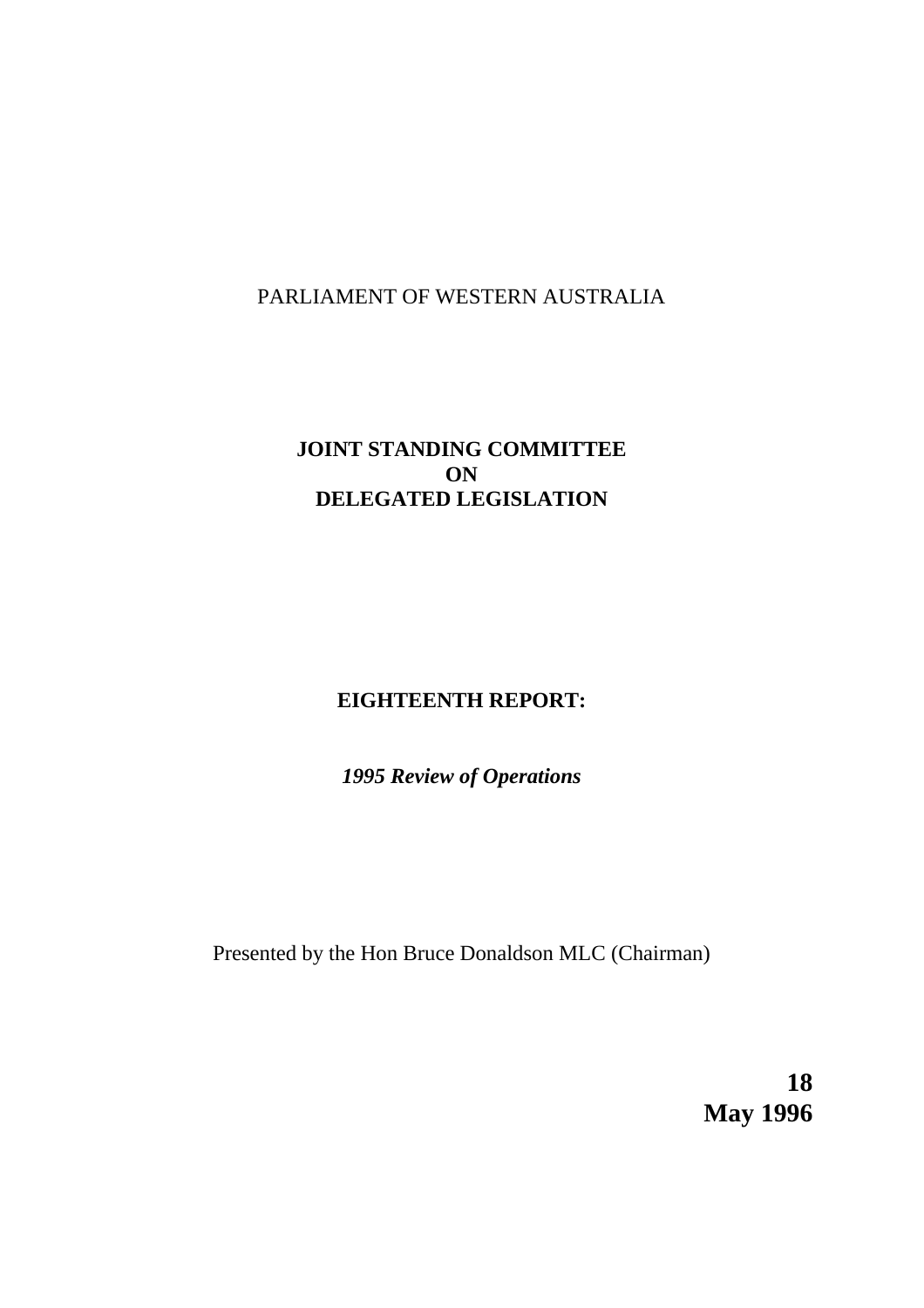PARLIAMENT OF WESTERN AUSTRALIA

# JOINT STANDING COMMITTEE ON DELEGATED LEGISLATION

## EIGHTEENTH REPORT:

***1995 Review of Operations***

Presented by the Hon Bruce Donaldson MLC (Chairman)

**18 May 1996**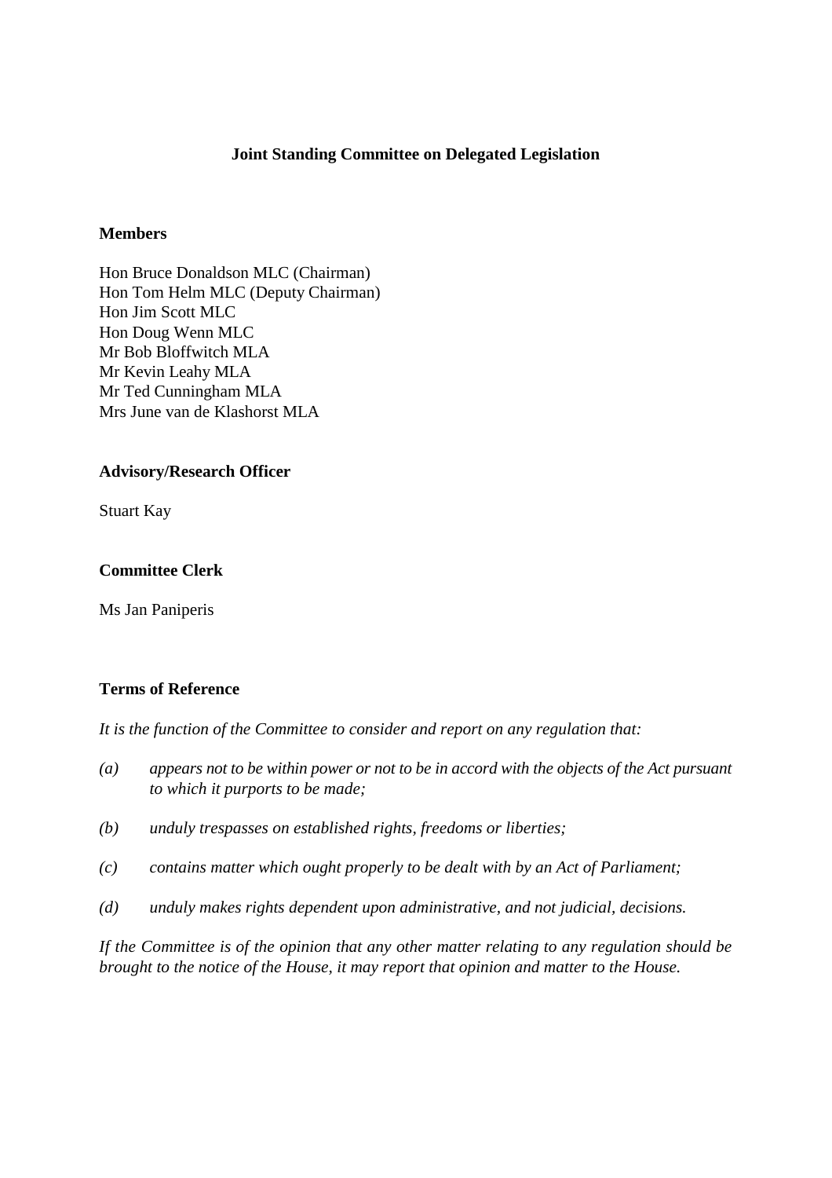# Joint Standing Committee on Delegated Legislation

### Members

Hon Bruce Donaldson MLC (Chairman)
Hon Tom Helm MLC (Deputy Chairman)
Hon Jim Scott MLC
Hon Doug Wenn MLC
Mr Bob Bloffwitch MLA
Mr Kevin Leahy MLA
Mr Ted Cunningham MLA
Mrs June van de Klashorst MLA

### Advisory/Research Officer

Stuart Kay

### Committee Clerk

Ms Jan Paniperis

### Terms of Reference

*It is the function of the Committee to consider and report on any regulation that:*

*(a) appears not to be within power or not to be in accord with the objects of the Act pursuant to which it purports to be made;*

*(b) unduly trespasses on established rights, freedoms or liberties;*

*(c) contains matter which ought properly to be dealt with by an Act of Parliament;*

*(d) unduly makes rights dependent upon administrative, and not judicial, decisions.*

*If the Committee is of the opinion that any other matter relating to any regulation should be brought to the notice of the House, it may report that opinion and matter to the House.*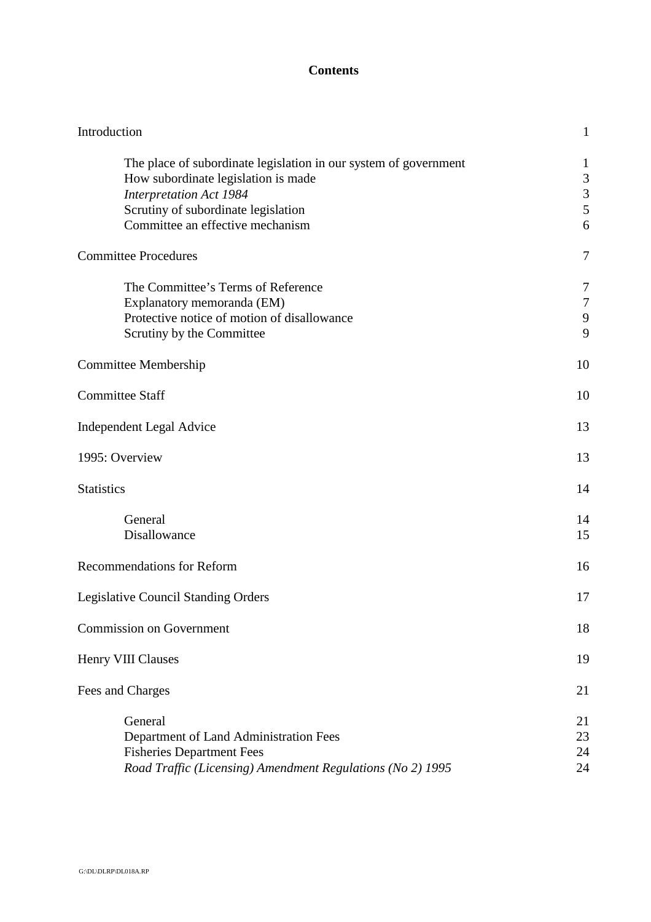# Contents

| | |
|---|---|
| Introduction | 1 |
| The place of subordinate legislation in our system of government | 1 |
| How subordinate legislation is made | 3 |
| *Interpretation Act 1984* | 3 |
| Scrutiny of subordinate legislation | 5 |
| Committee an effective mechanism | 6 |
| Committee Procedures | 7 |
| The Committee's Terms of Reference | 7 |
| Explanatory memoranda (EM) | 7 |
| Protective notice of motion of disallowance | 9 |
| Scrutiny by the Committee | 9 |
| Committee Membership | 10 |
| Committee Staff | 10 |
| Independent Legal Advice | 13 |
| 1995: Overview | 13 |
| Statistics | 14 |
| General | 14 |
| Disallowance | 15 |
| Recommendations for Reform | 16 |
| Legislative Council Standing Orders | 17 |
| Commission on Government | 18 |
| Henry VIII Clauses | 19 |
| Fees and Charges | 21 |
| General | 21 |
| Department of Land Administration Fees | 23 |
| Fisheries Department Fees | 24 |
| *Road Traffic (Licensing) Amendment Regulations (No 2) 1995* | 24 |

G:\DL\DLRP\DL018A.RP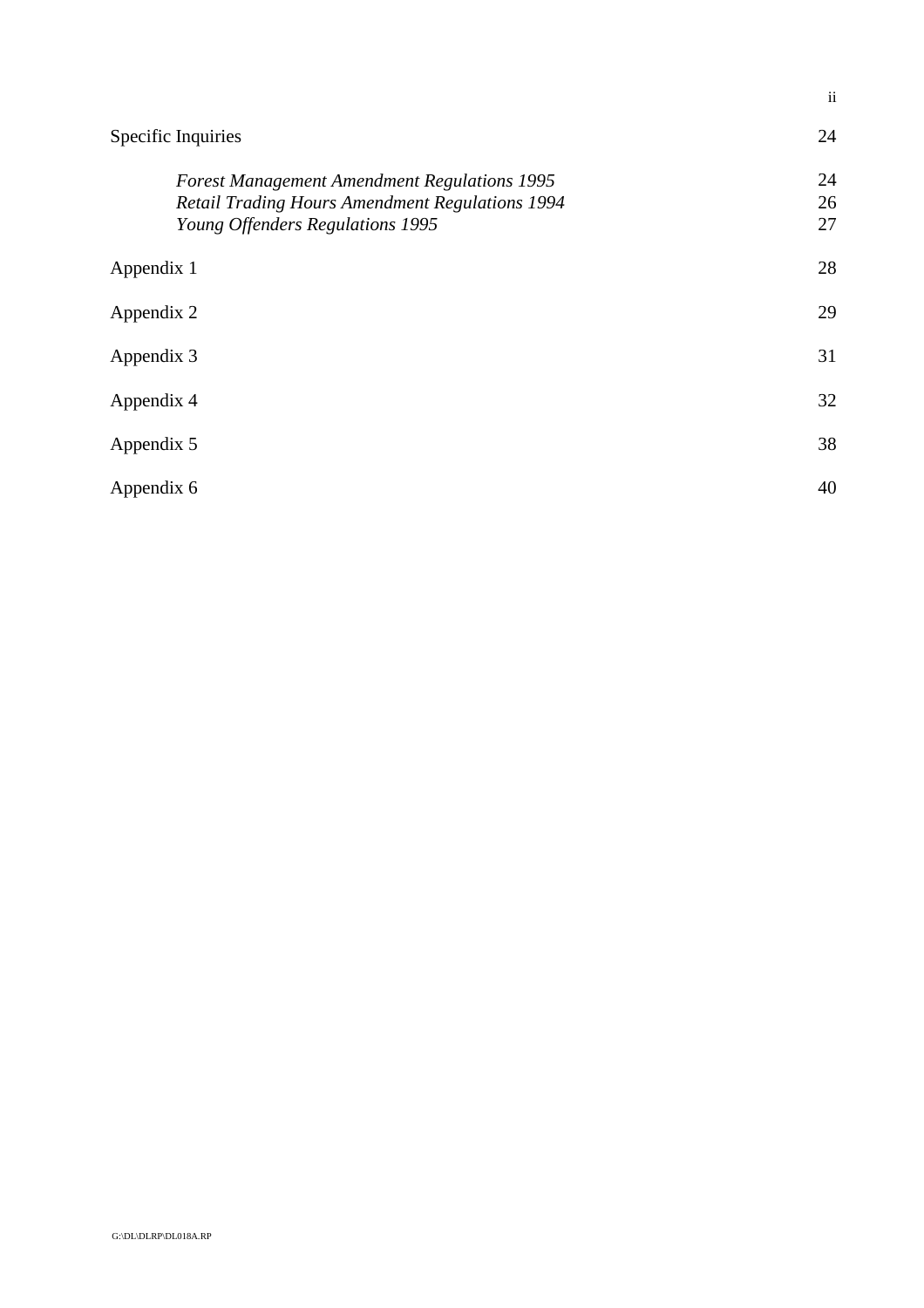| | |
|---|---|
| Specific Inquiries | 24 |
| *Forest Management Amendment Regulations 1995* | 24 |
| *Retail Trading Hours Amendment Regulations 1994* | 26 |
| *Young Offenders Regulations 1995* | 27 |
| Appendix 1 | 28 |
| Appendix 2 | 29 |
| Appendix 3 | 31 |
| Appendix 4 | 32 |
| Appendix 5 | 38 |
| Appendix 6 | 40 |

G:\DL\DLRP\DL018A.RP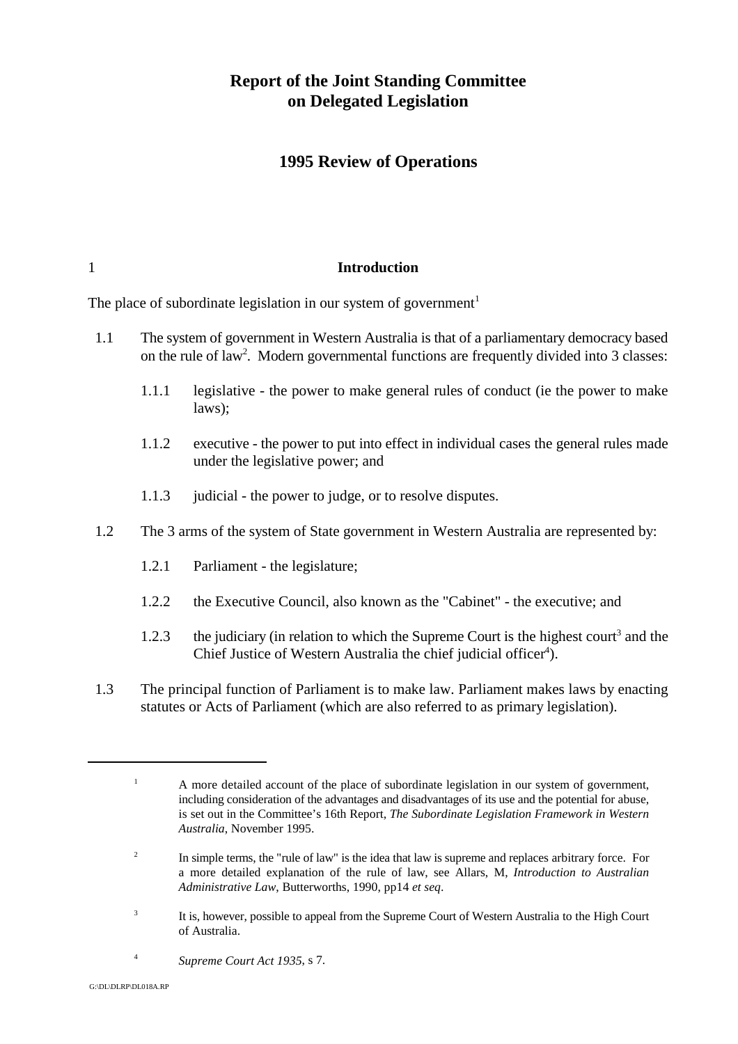# Report of the Joint Standing Committee on Delegated Legislation

## 1995 Review of Operations

## 1 Introduction

The place of subordinate legislation in our system of government[1]

1.1 The system of government in Western Australia is that of a parliamentary democracy based on the rule of law[2]. Modern governmental functions are frequently divided into 3 classes:

1.1.1 legislative - the power to make general rules of conduct (ie the power to make laws);

1.1.2 executive - the power to put into effect in individual cases the general rules made under the legislative power; and

1.1.3 judicial - the power to judge, or to resolve disputes.

1.2 The 3 arms of the system of State government in Western Australia are represented by:

1.2.1 Parliament - the legislature;

1.2.2 the Executive Council, also known as the "Cabinet" - the executive; and

1.2.3 the judiciary (in relation to which the Supreme Court is the highest court[3] and the Chief Justice of Western Australia the chief judicial officer[4]).

1.3 The principal function of Parliament is to make law. Parliament makes laws by enacting statutes or Acts of Parliament (which are also referred to as primary legislation).

---

[1] A more detailed account of the place of subordinate legislation in our system of government, including consideration of the advantages and disadvantages of its use and the potential for abuse, is set out in the Committee's 16th Report, *The Subordinate Legislation Framework in Western Australia,* November 1995.

[2] In simple terms, the "rule of law" is the idea that law is supreme and replaces arbitrary force. For a more detailed explanation of the rule of law, see Allars, M, *Introduction to Australian Administrative Law*, Butterworths, 1990, pp14 *et seq*.

[3] It is, however, possible to appeal from the Supreme Court of Western Australia to the High Court of Australia.

[4] *Supreme Court Act 1935*, s 7.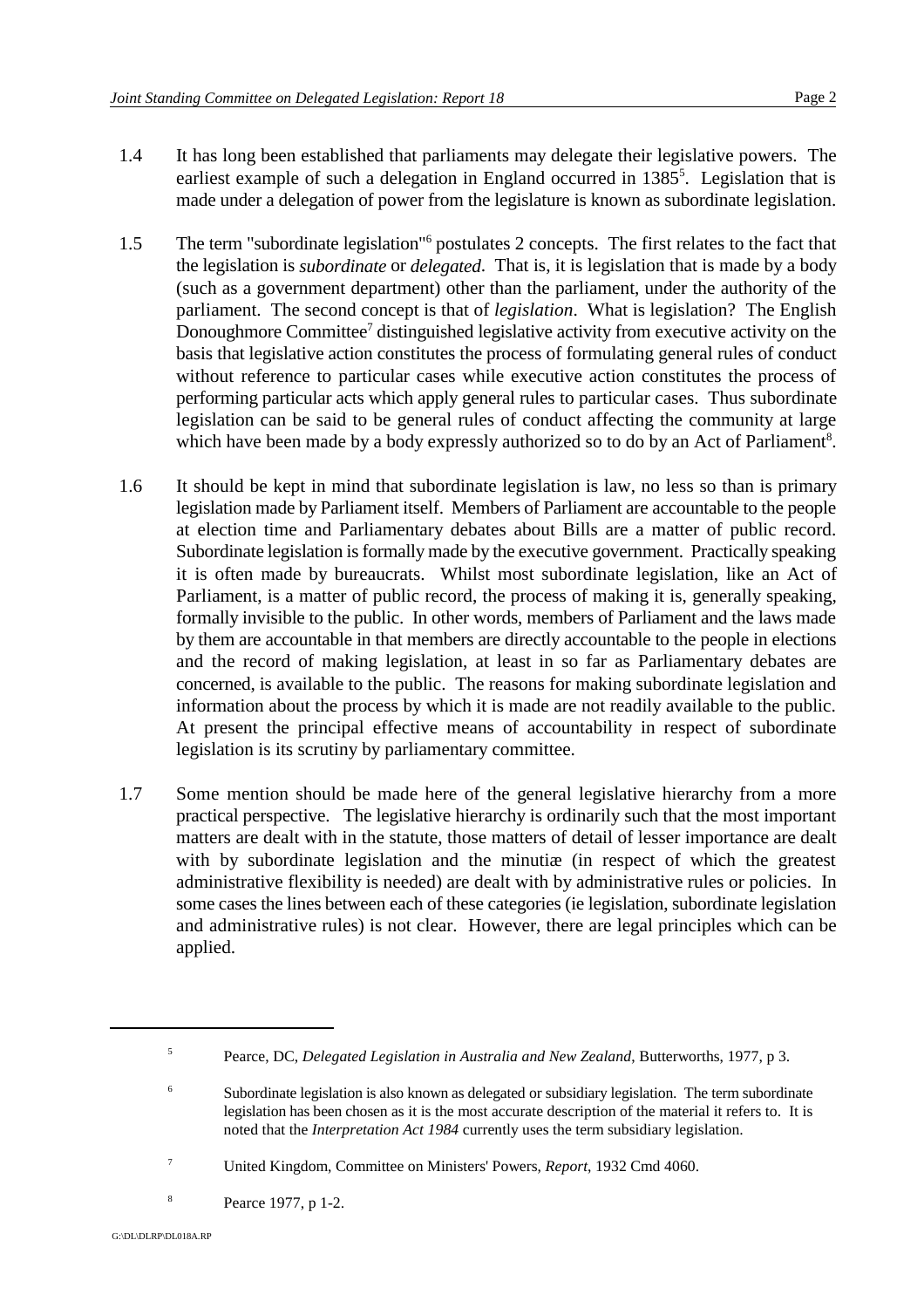1.4 It has long been established that parliaments may delegate their legislative powers. The earliest example of such a delegation in England occurred in 1385[5]. Legislation that is made under a delegation of power from the legislature is known as subordinate legislation.

1.5 The term "subordinate legislation"[6] postulates 2 concepts. The first relates to the fact that the legislation is *subordinate* or *delegated*. That is, it is legislation that is made by a body (such as a government department) other than the parliament, under the authority of the parliament. The second concept is that of *legislation*. What is legislation? The English Donoughmore Committee[7] distinguished legislative activity from executive activity on the basis that legislative action constitutes the process of formulating general rules of conduct without reference to particular cases while executive action constitutes the process of performing particular acts which apply general rules to particular cases. Thus subordinate legislation can be said to be general rules of conduct affecting the community at large which have been made by a body expressly authorized so to do by an Act of Parliament[8].

1.6 It should be kept in mind that subordinate legislation is law, no less so than is primary legislation made by Parliament itself. Members of Parliament are accountable to the people at election time and Parliamentary debates about Bills are a matter of public record. Subordinate legislation is formally made by the executive government. Practically speaking it is often made by bureaucrats. Whilst most subordinate legislation, like an Act of Parliament, is a matter of public record, the process of making it is, generally speaking, formally invisible to the public. In other words, members of Parliament and the laws made by them are accountable in that members are directly accountable to the people in elections and the record of making legislation, at least in so far as Parliamentary debates are concerned, is available to the public. The reasons for making subordinate legislation and information about the process by which it is made are not readily available to the public. At present the principal effective means of accountability in respect of subordinate legislation is its scrutiny by parliamentary committee.

1.7 Some mention should be made here of the general legislative hierarchy from a more practical perspective. The legislative hierarchy is ordinarily such that the most important matters are dealt with in the statute, those matters of detail of lesser importance are dealt with by subordinate legislation and the minutiæ (in respect of which the greatest administrative flexibility is needed) are dealt with by administrative rules or policies. In some cases the lines between each of these categories (ie legislation, subordinate legislation and administrative rules) is not clear. However, there are legal principles which can be applied.

---

[5] Pearce, DC, *Delegated Legislation in Australia and New Zealand*, Butterworths, 1977, p 3.

[6] Subordinate legislation is also known as delegated or subsidiary legislation. The term subordinate legislation has been chosen as it is the most accurate description of the material it refers to. It is noted that the *Interpretation Act 1984* currently uses the term subsidiary legislation.

[7] United Kingdom, Committee on Ministers' Powers, *Report*, 1932 Cmd 4060.

[8] Pearce 1977, p 1-2.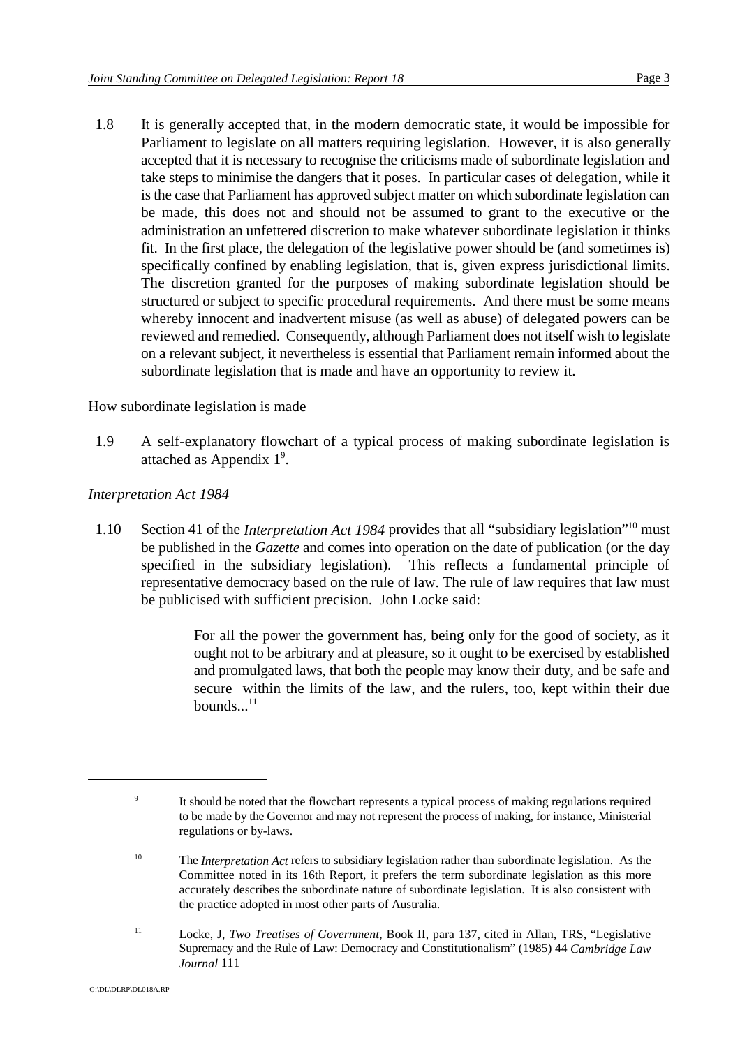1.8 It is generally accepted that, in the modern democratic state, it would be impossible for Parliament to legislate on all matters requiring legislation. However, it is also generally accepted that it is necessary to recognise the criticisms made of subordinate legislation and take steps to minimise the dangers that it poses. In particular cases of delegation, while it is the case that Parliament has approved subject matter on which subordinate legislation can be made, this does not and should not be assumed to grant to the executive or the administration an unfettered discretion to make whatever subordinate legislation it thinks fit. In the first place, the delegation of the legislative power should be (and sometimes is) specifically confined by enabling legislation, that is, given express jurisdictional limits. The discretion granted for the purposes of making subordinate legislation should be structured or subject to specific procedural requirements. And there must be some means whereby innocent and inadvertent misuse (as well as abuse) of delegated powers can be reviewed and remedied. Consequently, although Parliament does not itself wish to legislate on a relevant subject, it nevertheless is essential that Parliament remain informed about the subordinate legislation that is made and have an opportunity to review it.

## How subordinate legislation is made

1.9 A self-explanatory flowchart of a typical process of making subordinate legislation is attached as Appendix 1[9].

### *Interpretation Act 1984*

1.10 Section 41 of the *Interpretation Act 1984* provides that all "subsidiary legislation"[10] must be published in the *Gazette* and comes into operation on the date of publication (or the day specified in the subsidiary legislation). This reflects a fundamental principle of representative democracy based on the rule of law. The rule of law requires that law must be publicised with sufficient precision. John Locke said:

> For all the power the government has, being only for the good of society, as it ought not to be arbitrary and at pleasure, so it ought to be exercised by established and promulgated laws, that both the people may know their duty, and be safe and secure within the limits of the law, and the rulers, too, kept within their due bounds...[11]

---

[9] It should be noted that the flowchart represents a typical process of making regulations required to be made by the Governor and may not represent the process of making, for instance, Ministerial regulations or by-laws.

[10] The *Interpretation Act* refers to subsidiary legislation rather than subordinate legislation. As the Committee noted in its 16th Report, it prefers the term subordinate legislation as this more accurately describes the subordinate nature of subordinate legislation. It is also consistent with the practice adopted in most other parts of Australia.

[11] Locke, J, *Two Treatises of Government*, Book II, para 137, cited in Allan, TRS, "Legislative Supremacy and the Rule of Law: Democracy and Constitutionalism" (1985) 44 *Cambridge Law Journal* 111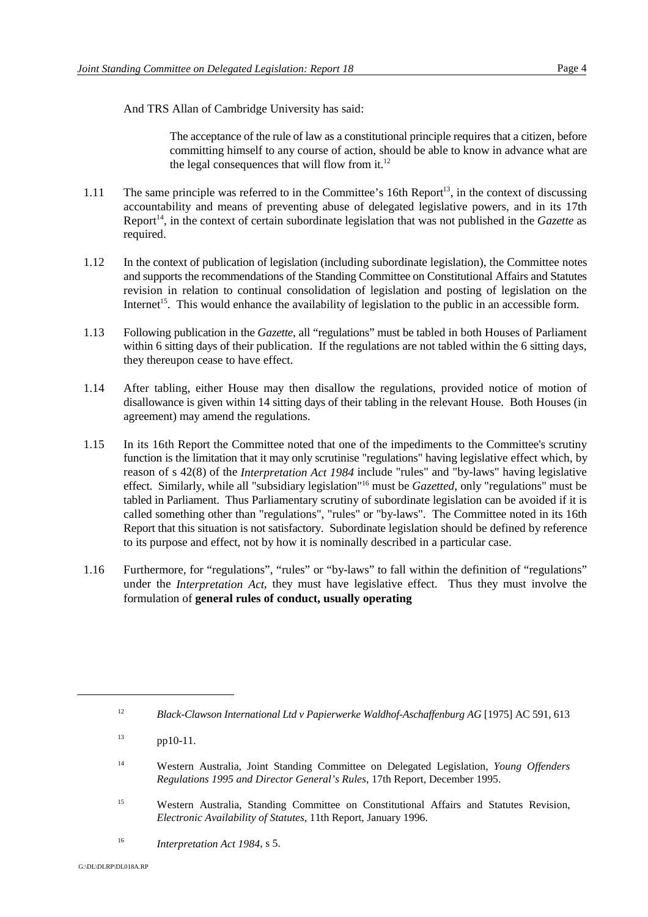And TRS Allan of Cambridge University has said:

> The acceptance of the rule of law as a constitutional principle requires that a citizen, before committing himself to any course of action, should be able to know in advance what are the legal consequences that will flow from it.[12]

1.11 The same principle was referred to in the Committee's 16th Report[13], in the context of discussing accountability and means of preventing abuse of delegated legislative powers, and in its 17th Report[14], in the context of certain subordinate legislation that was not published in the *Gazette* as required.

1.12 In the context of publication of legislation (including subordinate legislation), the Committee notes and supports the recommendations of the Standing Committee on Constitutional Affairs and Statutes revision in relation to continual consolidation of legislation and posting of legislation on the Internet[15]. This would enhance the availability of legislation to the public in an accessible form.

1.13 Following publication in the *Gazette*, all "regulations" must be tabled in both Houses of Parliament within 6 sitting days of their publication. If the regulations are not tabled within the 6 sitting days, they thereupon cease to have effect.

1.14 After tabling, either House may then disallow the regulations, provided notice of motion of disallowance is given within 14 sitting days of their tabling in the relevant House. Both Houses (in agreement) may amend the regulations.

1.15 In its 16th Report the Committee noted that one of the impediments to the Committee's scrutiny function is the limitation that it may only scrutinise "regulations" having legislative effect which, by reason of s 42(8) of the *Interpretation Act 1984* include "rules" and "by-laws" having legislative effect. Similarly, while all "subsidiary legislation"[16] must be *Gazetted*, only "regulations" must be tabled in Parliament. Thus Parliamentary scrutiny of subordinate legislation can be avoided if it is called something other than "regulations", "rules" or "by-laws". The Committee noted in its 16th Report that this situation is not satisfactory. Subordinate legislation should be defined by reference to its purpose and effect, not by how it is nominally described in a particular case.

1.16 Furthermore, for "regulations", "rules" or "by-laws" to fall within the definition of "regulations" under the *Interpretation Act*, they must have legislative effect. Thus they must involve the formulation of **general rules of conduct, usually operating**

---

[12] *Black-Clawson International Ltd v Papierwerke Waldhof-Aschaffenburg AG* [1975] AC 591, 613

[13] pp10-11.

[14] Western Australia, Joint Standing Committee on Delegated Legislation, *Young Offenders Regulations 1995 and Director General's Rules*, 17th Report, December 1995.

[15] Western Australia, Standing Committee on Constitutional Affairs and Statutes Revision, *Electronic Availability of Statutes*, 11th Report, January 1996.

[16] *Interpretation Act 1984*, s 5.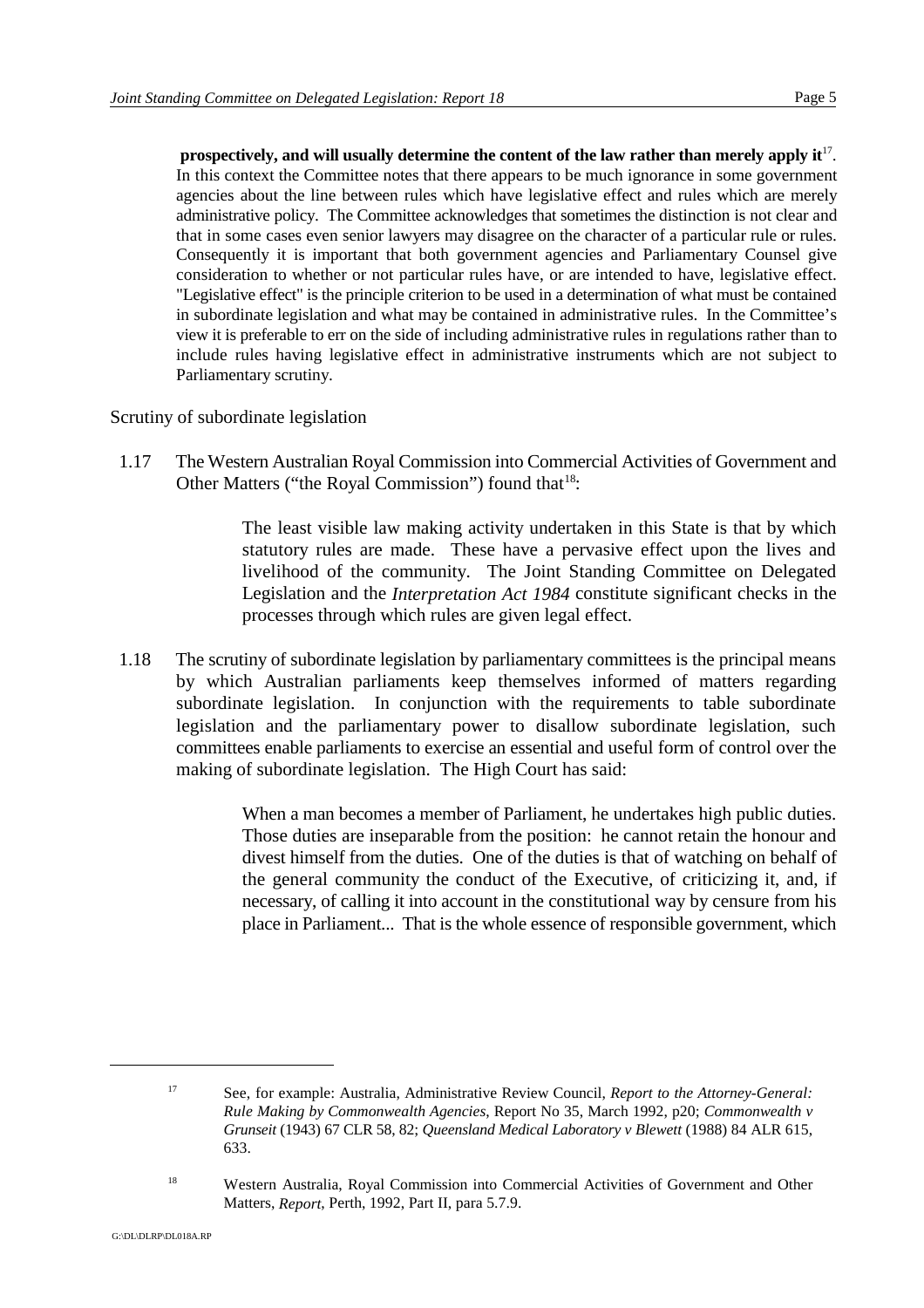**prospectively, and will usually determine the content of the law rather than merely apply it**[17]. In this context the Committee notes that there appears to be much ignorance in some government agencies about the line between rules which have legislative effect and rules which are merely administrative policy. The Committee acknowledges that sometimes the distinction is not clear and that in some cases even senior lawyers may disagree on the character of a particular rule or rules. Consequently it is important that both government agencies and Parliamentary Counsel give consideration to whether or not particular rules have, or are intended to have, legislative effect. "Legislative effect" is the principle criterion to be used in a determination of what must be contained in subordinate legislation and what may be contained in administrative rules. In the Committee's view it is preferable to err on the side of including administrative rules in regulations rather than to include rules having legislative effect in administrative instruments which are not subject to Parliamentary scrutiny.

Scrutiny of subordinate legislation

1.17 The Western Australian Royal Commission into Commercial Activities of Government and Other Matters ("the Royal Commission") found that[18]:

> The least visible law making activity undertaken in this State is that by which statutory rules are made. These have a pervasive effect upon the lives and livelihood of the community. The Joint Standing Committee on Delegated Legislation and the *Interpretation Act 1984* constitute significant checks in the processes through which rules are given legal effect.

1.18 The scrutiny of subordinate legislation by parliamentary committees is the principal means by which Australian parliaments keep themselves informed of matters regarding subordinate legislation. In conjunction with the requirements to table subordinate legislation and the parliamentary power to disallow subordinate legislation, such committees enable parliaments to exercise an essential and useful form of control over the making of subordinate legislation. The High Court has said:

> When a man becomes a member of Parliament, he undertakes high public duties. Those duties are inseparable from the position: he cannot retain the honour and divest himself from the duties. One of the duties is that of watching on behalf of the general community the conduct of the Executive, of criticizing it, and, if necessary, of calling it into account in the constitutional way by censure from his place in Parliament... That is the whole essence of responsible government, which

---

[17] See, for example: Australia, Administrative Review Council, *Report to the Attorney-General: Rule Making by Commonwealth Agencies*, Report No 35, March 1992, p20; *Commonwealth v Grunseit* (1943) 67 CLR 58, 82; *Queensland Medical Laboratory v Blewett* (1988) 84 ALR 615, 633.

[18] Western Australia, Royal Commission into Commercial Activities of Government and Other Matters, *Report*, Perth, 1992, Part II, para 5.7.9.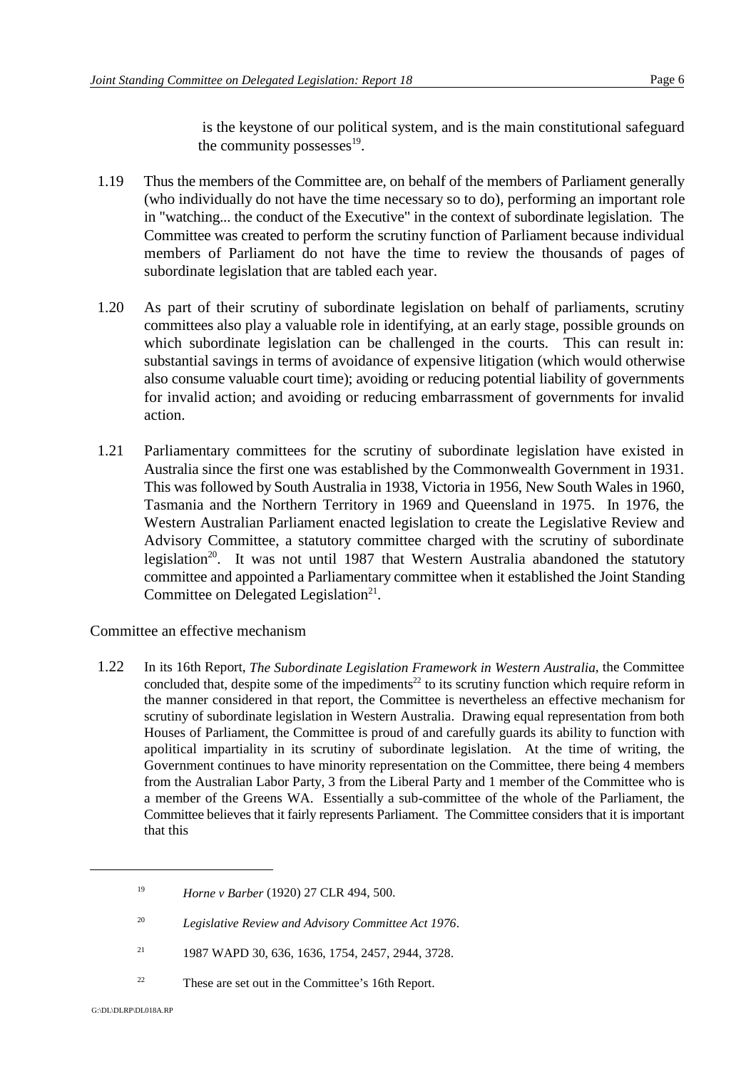is the keystone of our political system, and is the main constitutional safeguard the community possesses[19].

1.19 Thus the members of the Committee are, on behalf of the members of Parliament generally (who individually do not have the time necessary so to do), performing an important role in "watching... the conduct of the Executive" in the context of subordinate legislation. The Committee was created to perform the scrutiny function of Parliament because individual members of Parliament do not have the time to review the thousands of pages of subordinate legislation that are tabled each year.

1.20 As part of their scrutiny of subordinate legislation on behalf of parliaments, scrutiny committees also play a valuable role in identifying, at an early stage, possible grounds on which subordinate legislation can be challenged in the courts. This can result in: substantial savings in terms of avoidance of expensive litigation (which would otherwise also consume valuable court time); avoiding or reducing potential liability of governments for invalid action; and avoiding or reducing embarrassment of governments for invalid action.

1.21 Parliamentary committees for the scrutiny of subordinate legislation have existed in Australia since the first one was established by the Commonwealth Government in 1931. This was followed by South Australia in 1938, Victoria in 1956, New South Wales in 1960, Tasmania and the Northern Territory in 1969 and Queensland in 1975. In 1976, the Western Australian Parliament enacted legislation to create the Legislative Review and Advisory Committee, a statutory committee charged with the scrutiny of subordinate legislation[20]. It was not until 1987 that Western Australia abandoned the statutory committee and appointed a Parliamentary committee when it established the Joint Standing Committee on Delegated Legislation[21].

## Committee an effective mechanism

1.22 In its 16th Report, *The Subordinate Legislation Framework in Western Australia*, the Committee concluded that, despite some of the impediments[22] to its scrutiny function which require reform in the manner considered in that report, the Committee is nevertheless an effective mechanism for scrutiny of subordinate legislation in Western Australia. Drawing equal representation from both Houses of Parliament, the Committee is proud of and carefully guards its ability to function with apolitical impartiality in its scrutiny of subordinate legislation. At the time of writing, the Government continues to have minority representation on the Committee, there being 4 members from the Australian Labor Party, 3 from the Liberal Party and 1 member of the Committee who is a member of the Greens WA. Essentially a sub-committee of the whole of the Parliament, the Committee believes that it fairly represents Parliament. The Committee considers that it is important that this

---

[19] *Horne v Barber* (1920) 27 CLR 494, 500.

[20] *Legislative Review and Advisory Committee Act 1976*.

[21] 1987 WAPD 30, 636, 1636, 1754, 2457, 2944, 3728.

[22] These are set out in the Committee's 16th Report.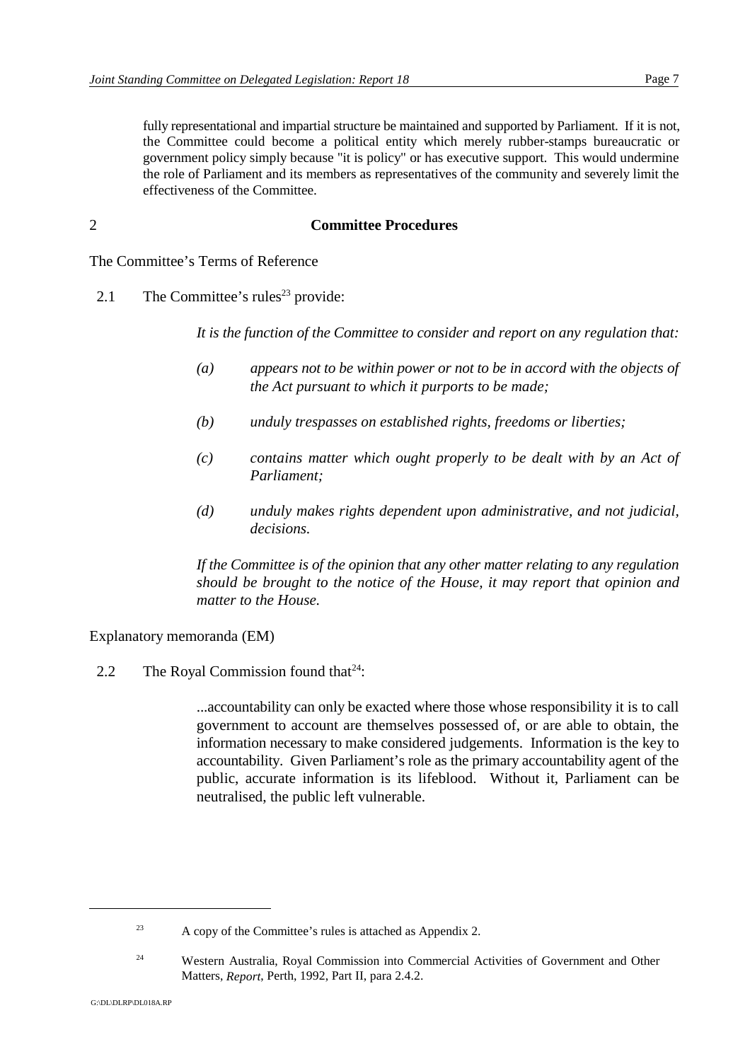fully representational and impartial structure be maintained and supported by Parliament. If it is not, the Committee could become a political entity which merely rubber-stamps bureaucratic or government policy simply because "it is policy" or has executive support. This would undermine the role of Parliament and its members as representatives of the community and severely limit the effectiveness of the Committee.

## 2 Committee Procedures

### The Committee's Terms of Reference

2.1 The Committee's rules[23] provide:

> *It is the function of the Committee to consider and report on any regulation that:*
>
> *(a) appears not to be within power or not to be in accord with the objects of the Act pursuant to which it purports to be made;*
>
> *(b) unduly trespasses on established rights, freedoms or liberties;*
>
> *(c) contains matter which ought properly to be dealt with by an Act of Parliament;*
>
> *(d) unduly makes rights dependent upon administrative, and not judicial, decisions.*
>
> *If the Committee is of the opinion that any other matter relating to any regulation should be brought to the notice of the House, it may report that opinion and matter to the House.*

### Explanatory memoranda (EM)

2.2 The Royal Commission found that[24]:

> ...accountability can only be exacted where those whose responsibility it is to call government to account are themselves possessed of, or are able to obtain, the information necessary to make considered judgements. Information is the key to accountability. Given Parliament's role as the primary accountability agent of the public, accurate information is its lifeblood. Without it, Parliament can be neutralised, the public left vulnerable.

---

[23] A copy of the Committee's rules is attached as Appendix 2.

[24] Western Australia, Royal Commission into Commercial Activities of Government and Other Matters, *Report*, Perth, 1992, Part II, para 2.4.2.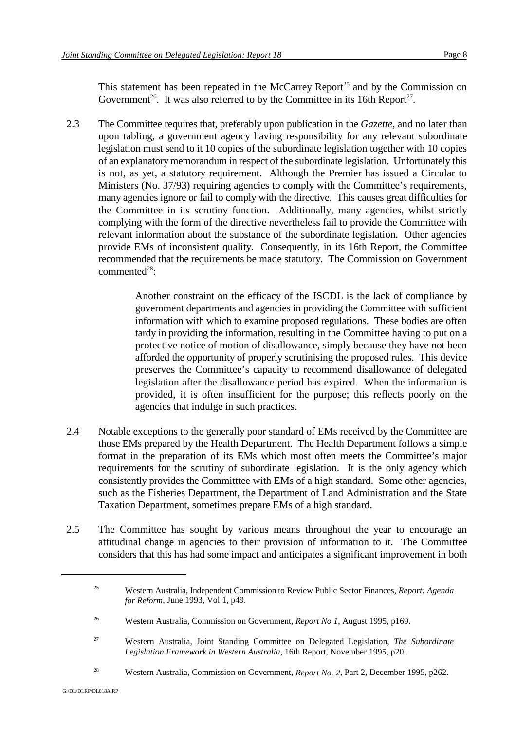This statement has been repeated in the McCarrey Report[25] and by the Commission on Government[26]. It was also referred to by the Committee in its 16th Report[27].

2.3 The Committee requires that, preferably upon publication in the *Gazette*, and no later than upon tabling, a government agency having responsibility for any relevant subordinate legislation must send to it 10 copies of the subordinate legislation together with 10 copies of an explanatory memorandum in respect of the subordinate legislation. Unfortunately this is not, as yet, a statutory requirement. Although the Premier has issued a Circular to Ministers (No. 37/93) requiring agencies to comply with the Committee's requirements, many agencies ignore or fail to comply with the directive. This causes great difficulties for the Committee in its scrutiny function. Additionally, many agencies, whilst strictly complying with the form of the directive nevertheless fail to provide the Committee with relevant information about the substance of the subordinate legislation. Other agencies provide EMs of inconsistent quality. Consequently, in its 16th Report, the Committee recommended that the requirements be made statutory. The Commission on Government commented[28]:

> Another constraint on the efficacy of the JSCDL is the lack of compliance by government departments and agencies in providing the Committee with sufficient information with which to examine proposed regulations. These bodies are often tardy in providing the information, resulting in the Committee having to put on a protective notice of motion of disallowance, simply because they have not been afforded the opportunity of properly scrutinising the proposed rules. This device preserves the Committee's capacity to recommend disallowance of delegated legislation after the disallowance period has expired. When the information is provided, it is often insufficient for the purpose; this reflects poorly on the agencies that indulge in such practices.

2.4 Notable exceptions to the generally poor standard of EMs received by the Committee are those EMs prepared by the Health Department. The Health Department follows a simple format in the preparation of its EMs which most often meets the Committee's major requirements for the scrutiny of subordinate legislation. It is the only agency which consistently provides the Committtee with EMs of a high standard. Some other agencies, such as the Fisheries Department, the Department of Land Administration and the State Taxation Department, sometimes prepare EMs of a high standard.

2.5 The Committee has sought by various means throughout the year to encourage an attitudinal change in agencies to their provision of information to it. The Committee considers that this has had some impact and anticipates a significant improvement in both

---

[25] Western Australia, Independent Commission to Review Public Sector Finances, *Report: Agenda for Reform*, June 1993, Vol 1, p49.

[26] Western Australia, Commission on Government, *Report No 1*, August 1995, p169.

[27] Western Australia, Joint Standing Committee on Delegated Legislation, *The Subordinate Legislation Framework in Western Australia*, 16th Report, November 1995, p20.

[28] Western Australia, Commission on Government, *Report No. 2*, Part 2, December 1995, p262.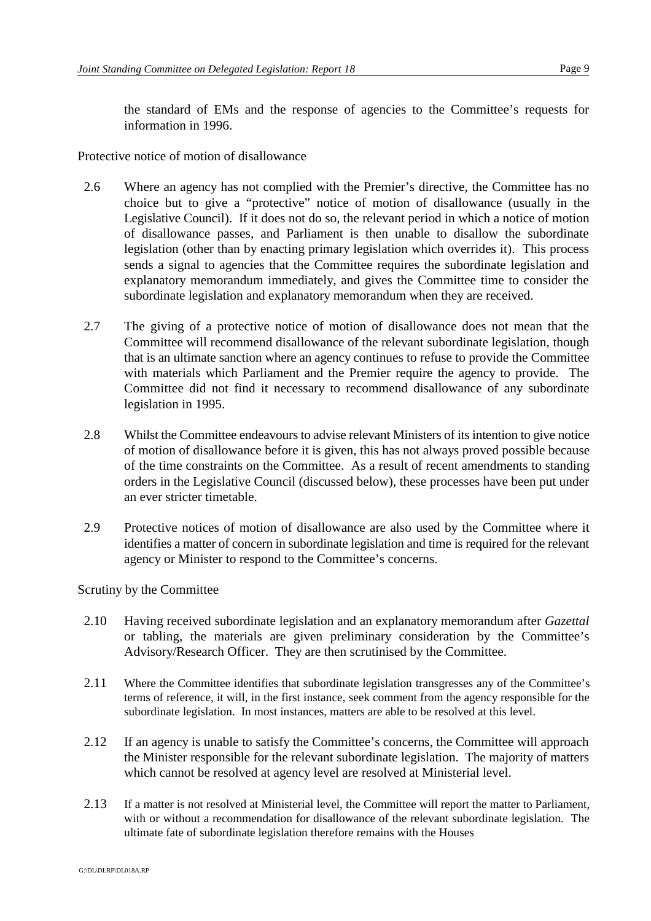the standard of EMs and the response of agencies to the Committee's requests for information in 1996.

Protective notice of motion of disallowance

2.6 Where an agency has not complied with the Premier's directive, the Committee has no choice but to give a "protective" notice of motion of disallowance (usually in the Legislative Council). If it does not do so, the relevant period in which a notice of motion of disallowance passes, and Parliament is then unable to disallow the subordinate legislation (other than by enacting primary legislation which overrides it). This process sends a signal to agencies that the Committee requires the subordinate legislation and explanatory memorandum immediately, and gives the Committee time to consider the subordinate legislation and explanatory memorandum when they are received.

2.7 The giving of a protective notice of motion of disallowance does not mean that the Committee will recommend disallowance of the relevant subordinate legislation, though that is an ultimate sanction where an agency continues to refuse to provide the Committee with materials which Parliament and the Premier require the agency to provide. The Committee did not find it necessary to recommend disallowance of any subordinate legislation in 1995.

2.8 Whilst the Committee endeavours to advise relevant Ministers of its intention to give notice of motion of disallowance before it is given, this has not always proved possible because of the time constraints on the Committee. As a result of recent amendments to standing orders in the Legislative Council (discussed below), these processes have been put under an ever stricter timetable.

2.9 Protective notices of motion of disallowance are also used by the Committee where it identifies a matter of concern in subordinate legislation and time is required for the relevant agency or Minister to respond to the Committee's concerns.

Scrutiny by the Committee

2.10 Having received subordinate legislation and an explanatory memorandum after *Gazettal* or tabling, the materials are given preliminary consideration by the Committee's Advisory/Research Officer. They are then scrutinised by the Committee.

2.11 Where the Committee identifies that subordinate legislation transgresses any of the Committee's terms of reference, it will, in the first instance, seek comment from the agency responsible for the subordinate legislation. In most instances, matters are able to be resolved at this level.

2.12 If an agency is unable to satisfy the Committee's concerns, the Committee will approach the Minister responsible for the relevant subordinate legislation. The majority of matters which cannot be resolved at agency level are resolved at Ministerial level.

2.13 If a matter is not resolved at Ministerial level, the Committee will report the matter to Parliament, with or without a recommendation for disallowance of the relevant subordinate legislation. The ultimate fate of subordinate legislation therefore remains with the Houses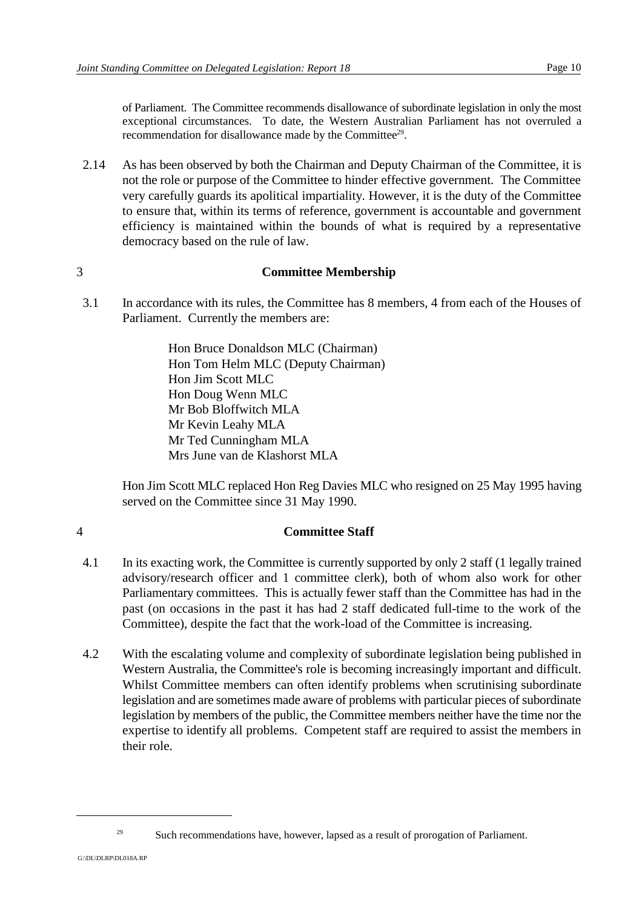of Parliament. The Committee recommends disallowance of subordinate legislation in only the most exceptional circumstances. To date, the Western Australian Parliament has not overruled a recommendation for disallowance made by the Committee[29].

2.14 As has been observed by both the Chairman and Deputy Chairman of the Committee, it is not the role or purpose of the Committee to hinder effective government. The Committee very carefully guards its apolitical impartiality. However, it is the duty of the Committee to ensure that, within its terms of reference, government is accountable and government efficiency is maintained within the bounds of what is required by a representative democracy based on the rule of law.

## 3 Committee Membership

3.1 In accordance with its rules, the Committee has 8 members, 4 from each of the Houses of Parliament. Currently the members are:

Hon Bruce Donaldson MLC (Chairman)
Hon Tom Helm MLC (Deputy Chairman)
Hon Jim Scott MLC
Hon Doug Wenn MLC
Mr Bob Bloffwitch MLA
Mr Kevin Leahy MLA
Mr Ted Cunningham MLA
Mrs June van de Klashorst MLA

Hon Jim Scott MLC replaced Hon Reg Davies MLC who resigned on 25 May 1995 having served on the Committee since 31 May 1990.

## 4 Committee Staff

4.1 In its exacting work, the Committee is currently supported by only 2 staff (1 legally trained advisory/research officer and 1 committee clerk), both of whom also work for other Parliamentary committees. This is actually fewer staff than the Committee has had in the past (on occasions in the past it has had 2 staff dedicated full-time to the work of the Committee), despite the fact that the work-load of the Committee is increasing.

4.2 With the escalating volume and complexity of subordinate legislation being published in Western Australia, the Committee's role is becoming increasingly important and difficult. Whilst Committee members can often identify problems when scrutinising subordinate legislation and are sometimes made aware of problems with particular pieces of subordinate legislation by members of the public, the Committee members neither have the time nor the expertise to identify all problems. Competent staff are required to assist the members in their role.

[29] Such recommendations have, however, lapsed as a result of prorogation of Parliament.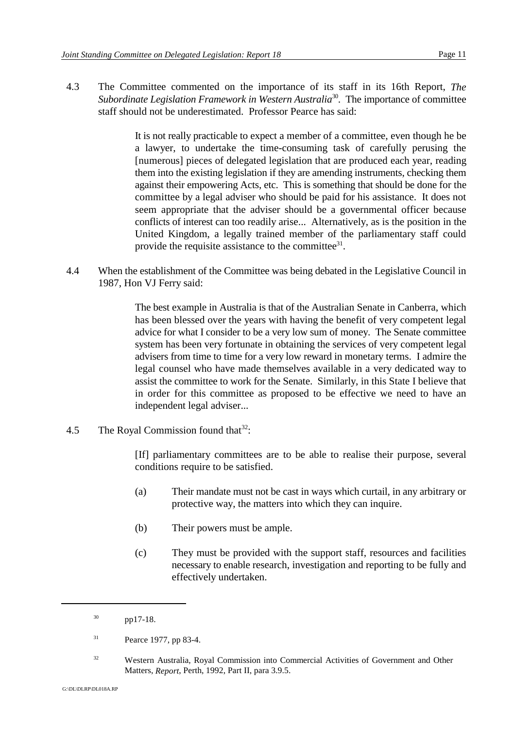4.3 The Committee commented on the importance of its staff in its 16th Report, *The Subordinate Legislation Framework in Western Australia*[30]. The importance of committee staff should not be underestimated. Professor Pearce has said:

> It is not really practicable to expect a member of a committee, even though he be a lawyer, to undertake the time-consuming task of carefully perusing the [numerous] pieces of delegated legislation that are produced each year, reading them into the existing legislation if they are amending instruments, checking them against their empowering Acts, etc. This is something that should be done for the committee by a legal adviser who should be paid for his assistance. It does not seem appropriate that the adviser should be a governmental officer because conflicts of interest can too readily arise... Alternatively, as is the position in the United Kingdom, a legally trained member of the parliamentary staff could provide the requisite assistance to the committee[31].

4.4 When the establishment of the Committee was being debated in the Legislative Council in 1987, Hon VJ Ferry said:

> The best example in Australia is that of the Australian Senate in Canberra, which has been blessed over the years with having the benefit of very competent legal advice for what I consider to be a very low sum of money. The Senate committee system has been very fortunate in obtaining the services of very competent legal advisers from time to time for a very low reward in monetary terms. I admire the legal counsel who have made themselves available in a very dedicated way to assist the committee to work for the Senate. Similarly, in this State I believe that in order for this committee as proposed to be effective we need to have an independent legal adviser...

4.5 The Royal Commission found that[32]:

> [If] parliamentary committees are to be able to realise their purpose, several conditions require to be satisfied.
>
> (a) Their mandate must not be cast in ways which curtail, in any arbitrary or protective way, the matters into which they can inquire.
>
> (b) Their powers must be ample.
>
> (c) They must be provided with the support staff, resources and facilities necessary to enable research, investigation and reporting to be fully and effectively undertaken.

---

[30] pp17-18.

[31] Pearce 1977, pp 83-4.

[32] Western Australia, Royal Commission into Commercial Activities of Government and Other Matters, *Report*, Perth, 1992, Part II, para 3.9.5.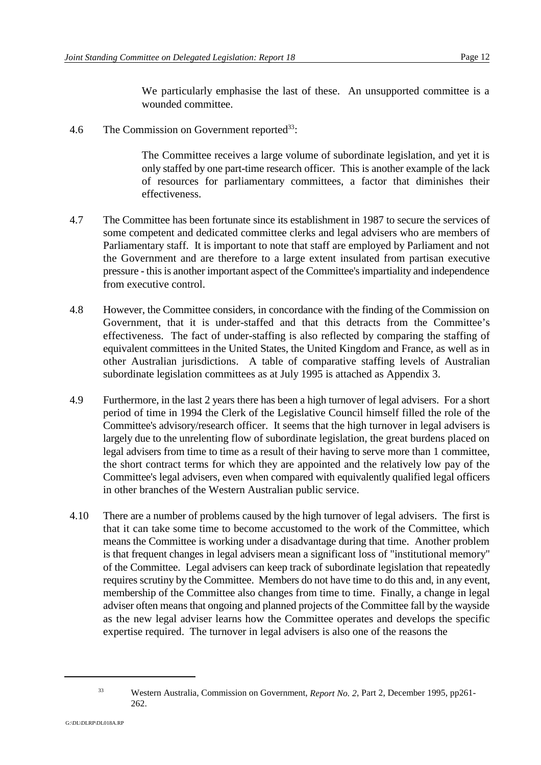> We particularly emphasise the last of these. An unsupported committee is a wounded committee.

4.6 The Commission on Government reported[33]:

> The Committee receives a large volume of subordinate legislation, and yet it is only staffed by one part-time research officer. This is another example of the lack of resources for parliamentary committees, a factor that diminishes their effectiveness.

4.7 The Committee has been fortunate since its establishment in 1987 to secure the services of some competent and dedicated committee clerks and legal advisers who are members of Parliamentary staff. It is important to note that staff are employed by Parliament and not the Government and are therefore to a large extent insulated from partisan executive pressure - this is another important aspect of the Committee's impartiality and independence from executive control.

4.8 However, the Committee considers, in concordance with the finding of the Commission on Government, that it is under-staffed and that this detracts from the Committee's effectiveness. The fact of under-staffing is also reflected by comparing the staffing of equivalent committees in the United States, the United Kingdom and France, as well as in other Australian jurisdictions. A table of comparative staffing levels of Australian subordinate legislation committees as at July 1995 is attached as Appendix 3.

4.9 Furthermore, in the last 2 years there has been a high turnover of legal advisers. For a short period of time in 1994 the Clerk of the Legislative Council himself filled the role of the Committee's advisory/research officer. It seems that the high turnover in legal advisers is largely due to the unrelenting flow of subordinate legislation, the great burdens placed on legal advisers from time to time as a result of their having to serve more than 1 committee, the short contract terms for which they are appointed and the relatively low pay of the Committee's legal advisers, even when compared with equivalently qualified legal officers in other branches of the Western Australian public service.

4.10 There are a number of problems caused by the high turnover of legal advisers. The first is that it can take some time to become accustomed to the work of the Committee, which means the Committee is working under a disadvantage during that time. Another problem is that frequent changes in legal advisers mean a significant loss of "institutional memory" of the Committee. Legal advisers can keep track of subordinate legislation that repeatedly requires scrutiny by the Committee. Members do not have time to do this and, in any event, membership of the Committee also changes from time to time. Finally, a change in legal adviser often means that ongoing and planned projects of the Committee fall by the wayside as the new legal adviser learns how the Committee operates and develops the specific expertise required. The turnover in legal advisers is also one of the reasons the

[33] Western Australia, Commission on Government, *Report No. 2*, Part 2, December 1995, pp261-262.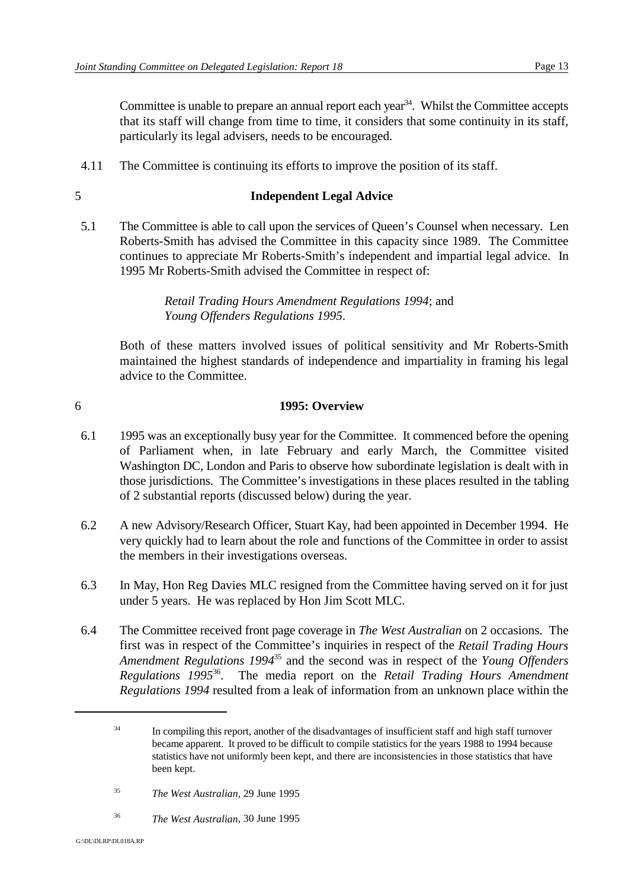Committee is unable to prepare an annual report each year[34]. Whilst the Committee accepts that its staff will change from time to time, it considers that some continuity in its staff, particularly its legal advisers, needs to be encouraged.

4.11 The Committee is continuing its efforts to improve the position of its staff.

## 5 Independent Legal Advice

5.1 The Committee is able to call upon the services of Queen's Counsel when necessary. Len Roberts-Smith has advised the Committee in this capacity since 1989. The Committee continues to appreciate Mr Roberts-Smith's independent and impartial legal advice. In 1995 Mr Roberts-Smith advised the Committee in respect of:

> *Retail Trading Hours Amendment Regulations 1994*; and
> *Young Offenders Regulations 1995*.

Both of these matters involved issues of political sensitivity and Mr Roberts-Smith maintained the highest standards of independence and impartiality in framing his legal advice to the Committee.

## 6 1995: Overview

6.1 1995 was an exceptionally busy year for the Committee. It commenced before the opening of Parliament when, in late February and early March, the Committee visited Washington DC, London and Paris to observe how subordinate legislation is dealt with in those jurisdictions. The Committee's investigations in these places resulted in the tabling of 2 substantial reports (discussed below) during the year.

6.2 A new Advisory/Research Officer, Stuart Kay, had been appointed in December 1994. He very quickly had to learn about the role and functions of the Committee in order to assist the members in their investigations overseas.

6.3 In May, Hon Reg Davies MLC resigned from the Committee having served on it for just under 5 years. He was replaced by Hon Jim Scott MLC.

6.4 The Committee received front page coverage in *The West Australian* on 2 occasions. The first was in respect of the Committee's inquiries in respect of the *Retail Trading Hours Amendment Regulations 1994*[35] and the second was in respect of the *Young Offenders Regulations 1995*[36]. The media report on the *Retail Trading Hours Amendment Regulations 1994* resulted from a leak of information from an unknown place within the

---

[34] In compiling this report, another of the disadvantages of insufficient staff and high staff turnover became apparent. It proved to be difficult to compile statistics for the years 1988 to 1994 because statistics have not uniformly been kept, and there are inconsistencies in those statistics that have been kept.

[35] *The West Australian*, 29 June 1995

[36] *The West Australian*, 30 June 1995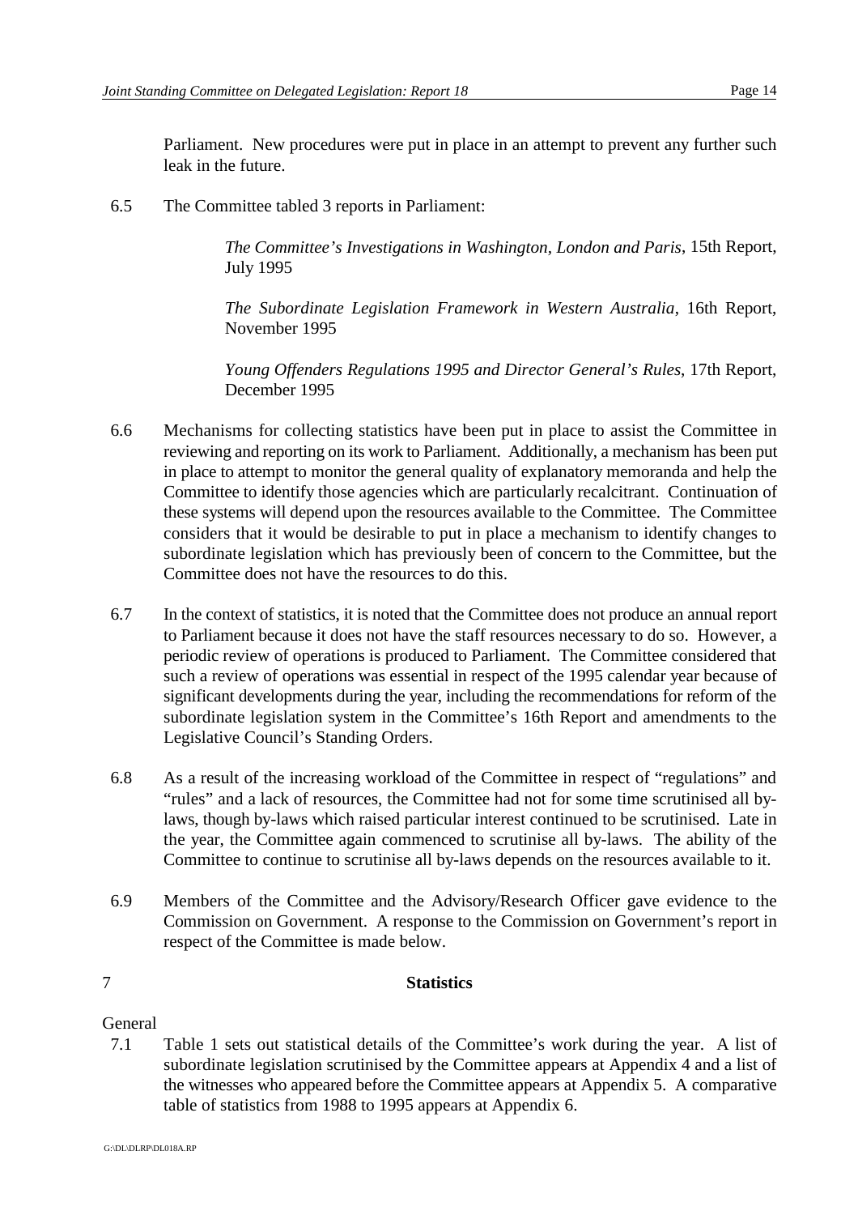Parliament. New procedures were put in place in an attempt to prevent any further such leak in the future.

6.5 The Committee tabled 3 reports in Parliament:

> *The Committee's Investigations in Washington, London and Paris*, 15th Report, July 1995
>
> *The Subordinate Legislation Framework in Western Australia*, 16th Report, November 1995
>
> *Young Offenders Regulations 1995 and Director General's Rules*, 17th Report, December 1995

6.6 Mechanisms for collecting statistics have been put in place to assist the Committee in reviewing and reporting on its work to Parliament. Additionally, a mechanism has been put in place to attempt to monitor the general quality of explanatory memoranda and help the Committee to identify those agencies which are particularly recalcitrant. Continuation of these systems will depend upon the resources available to the Committee. The Committee considers that it would be desirable to put in place a mechanism to identify changes to subordinate legislation which has previously been of concern to the Committee, but the Committee does not have the resources to do this.

6.7 In the context of statistics, it is noted that the Committee does not produce an annual report to Parliament because it does not have the staff resources necessary to do so. However, a periodic review of operations is produced to Parliament. The Committee considered that such a review of operations was essential in respect of the 1995 calendar year because of significant developments during the year, including the recommendations for reform of the subordinate legislation system in the Committee's 16th Report and amendments to the Legislative Council's Standing Orders.

6.8 As a result of the increasing workload of the Committee in respect of "regulations" and "rules" and a lack of resources, the Committee had not for some time scrutinised all by-laws, though by-laws which raised particular interest continued to be scrutinised. Late in the year, the Committee again commenced to scrutinise all by-laws. The ability of the Committee to continue to scrutinise all by-laws depends on the resources available to it.

6.9 Members of the Committee and the Advisory/Research Officer gave evidence to the Commission on Government. A response to the Commission on Government's report in respect of the Committee is made below.

## 7 Statistics

General

7.1 Table 1 sets out statistical details of the Committee's work during the year. A list of subordinate legislation scrutinised by the Committee appears at Appendix 4 and a list of the witnesses who appeared before the Committee appears at Appendix 5. A comparative table of statistics from 1988 to 1995 appears at Appendix 6.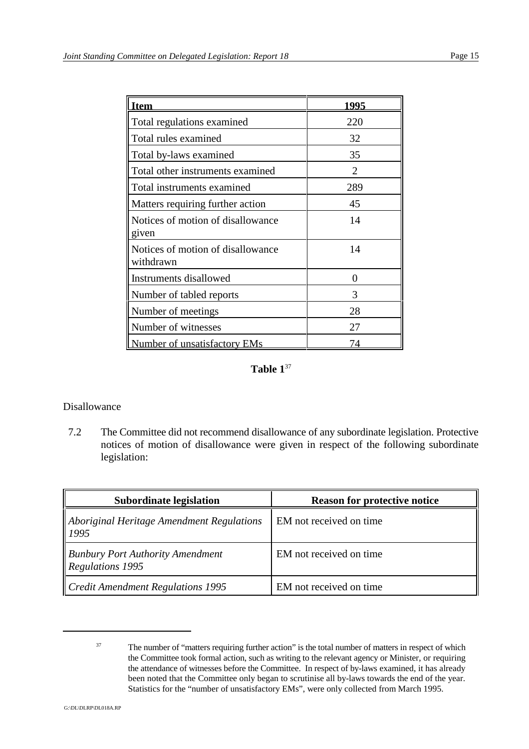| Item | 1995 |
| --- | --- |
| Total regulations examined | 220 |
| Total rules examined | 32 |
| Total by-laws examined | 35 |
| Total other instruments examined | 2 |
| Total instruments examined | 289 |
| Matters requiring further action | 45 |
| Notices of motion of disallowance given | 14 |
| Notices of motion of disallowance withdrawn | 14 |
| Instruments disallowed | 0 |
| Number of tabled reports | 3 |
| Number of meetings | 28 |
| Number of witnesses | 27 |
| Number of unsatisfactory EMs | 74 |

**Table 1**[37]

Disallowance

7.2 The Committee did not recommend disallowance of any subordinate legislation. Protective notices of motion of disallowance were given in respect of the following subordinate legislation:

| Subordinate legislation | Reason for protective notice |
| --- | --- |
| *Aboriginal Heritage Amendment Regulations 1995* | EM not received on time |
| *Bunbury Port Authority Amendment Regulations 1995* | EM not received on time |
| *Credit Amendment Regulations 1995* | EM not received on time |

---

[37] The number of "matters requiring further action" is the total number of matters in respect of which the Committee took formal action, such as writing to the relevant agency or Minister, or requiring the attendance of witnesses before the Committee. In respect of by-laws examined, it has already been noted that the Committee only began to scrutinise all by-laws towards the end of the year. Statistics for the "number of unsatisfactory EMs", were only collected from March 1995.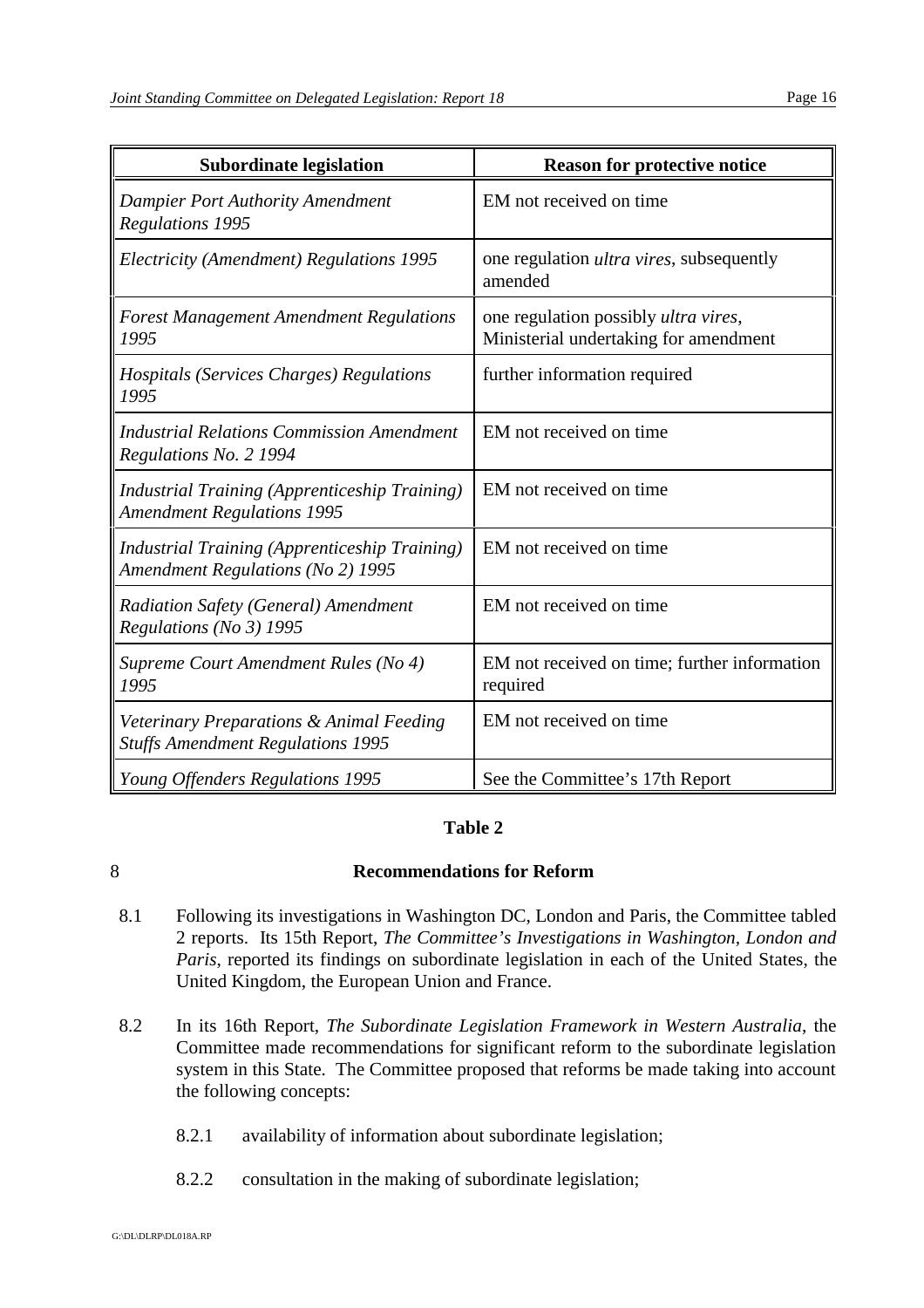| Subordinate legislation | Reason for protective notice |
|---|---|
| *Dampier Port Authority Amendment Regulations 1995* | EM not received on time |
| *Electricity (Amendment) Regulations 1995* | one regulation *ultra vires*, subsequently amended |
| *Forest Management Amendment Regulations 1995* | one regulation possibly *ultra vires*, Ministerial undertaking for amendment |
| *Hospitals (Services Charges) Regulations 1995* | further information required |
| *Industrial Relations Commission Amendment Regulations No. 2 1994* | EM not received on time |
| *Industrial Training (Apprenticeship Training) Amendment Regulations 1995* | EM not received on time |
| *Industrial Training (Apprenticeship Training) Amendment Regulations (No 2) 1995* | EM not received on time |
| *Radiation Safety (General) Amendment Regulations (No 3) 1995* | EM not received on time |
| *Supreme Court Amendment Rules (No 4) 1995* | EM not received on time; further information required |
| *Veterinary Preparations & Animal Feeding Stuffs Amendment Regulations 1995* | EM not received on time |
| *Young Offenders Regulations 1995* | See the Committee's 17th Report |

**Table 2**

## 8 Recommendations for Reform

8.1 Following its investigations in Washington DC, London and Paris, the Committee tabled 2 reports. Its 15th Report, *The Committee's Investigations in Washington, London and Paris*, reported its findings on subordinate legislation in each of the United States, the United Kingdom, the European Union and France.

8.2 In its 16th Report, *The Subordinate Legislation Framework in Western Australia*, the Committee made recommendations for significant reform to the subordinate legislation system in this State. The Committee proposed that reforms be made taking into account the following concepts:

8.2.1 availability of information about subordinate legislation;

8.2.2 consultation in the making of subordinate legislation;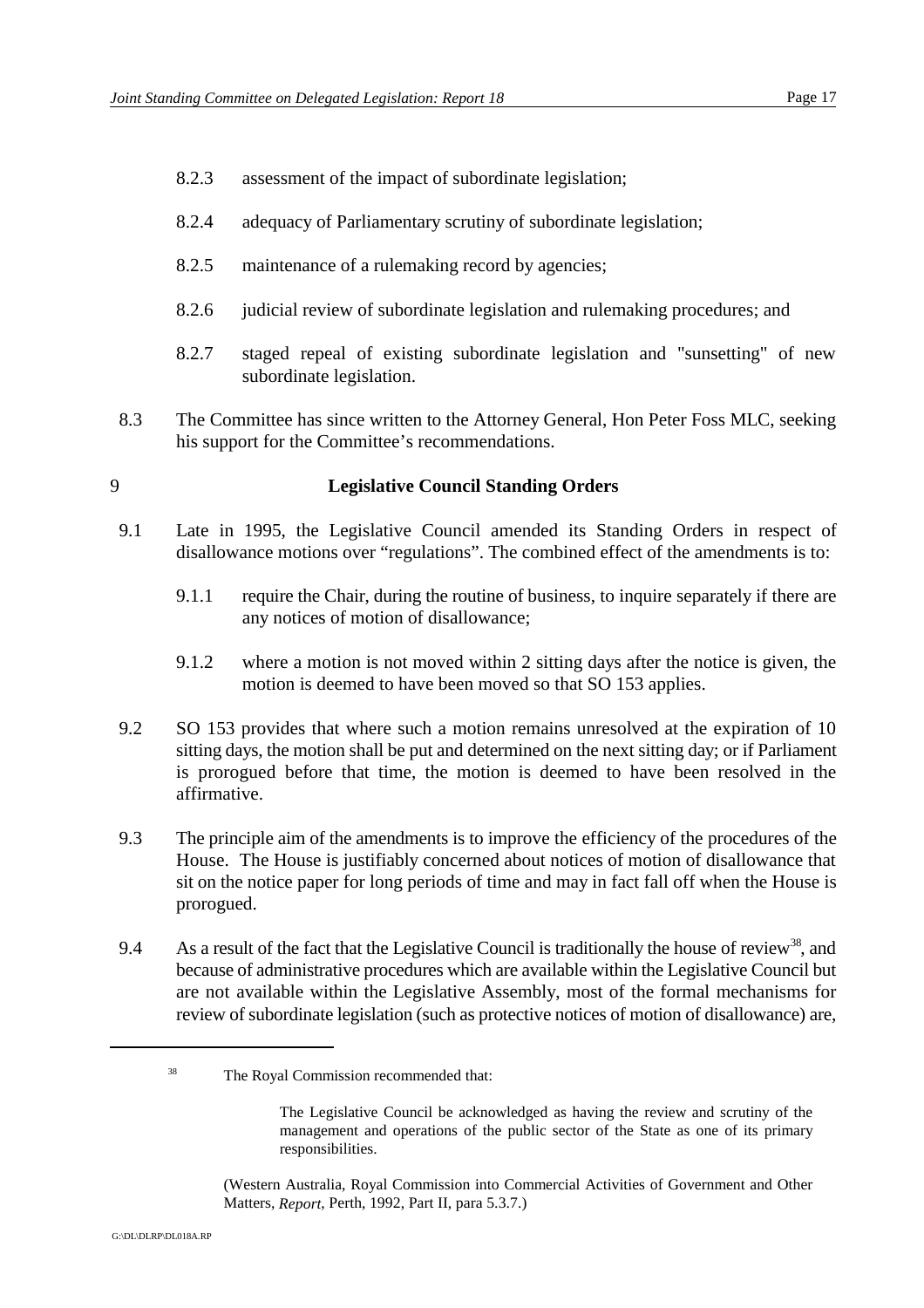8.2.3 assessment of the impact of subordinate legislation;

8.2.4 adequacy of Parliamentary scrutiny of subordinate legislation;

8.2.5 maintenance of a rulemaking record by agencies;

8.2.6 judicial review of subordinate legislation and rulemaking procedures; and

8.2.7 staged repeal of existing subordinate legislation and "sunsetting" of new subordinate legislation.

8.3 The Committee has since written to the Attorney General, Hon Peter Foss MLC, seeking his support for the Committee's recommendations.

## 9 Legislative Council Standing Orders

9.1 Late in 1995, the Legislative Council amended its Standing Orders in respect of disallowance motions over "regulations". The combined effect of the amendments is to:

9.1.1 require the Chair, during the routine of business, to inquire separately if there are any notices of motion of disallowance;

9.1.2 where a motion is not moved within 2 sitting days after the notice is given, the motion is deemed to have been moved so that SO 153 applies.

9.2 SO 153 provides that where such a motion remains unresolved at the expiration of 10 sitting days, the motion shall be put and determined on the next sitting day; or if Parliament is prorogued before that time, the motion is deemed to have been resolved in the affirmative.

9.3 The principle aim of the amendments is to improve the efficiency of the procedures of the House. The House is justifiably concerned about notices of motion of disallowance that sit on the notice paper for long periods of time and may in fact fall off when the House is prorogued.

9.4 As a result of the fact that the Legislative Council is traditionally the house of review[38], and because of administrative procedures which are available within the Legislative Council but are not available within the Legislative Assembly, most of the formal mechanisms for review of subordinate legislation (such as protective notices of motion of disallowance) are,

---

[38] The Royal Commission recommended that:

> The Legislative Council be acknowledged as having the review and scrutiny of the management and operations of the public sector of the State as one of its primary responsibilities.

(Western Australia, Royal Commission into Commercial Activities of Government and Other Matters, *Report*, Perth, 1992, Part II, para 5.3.7.)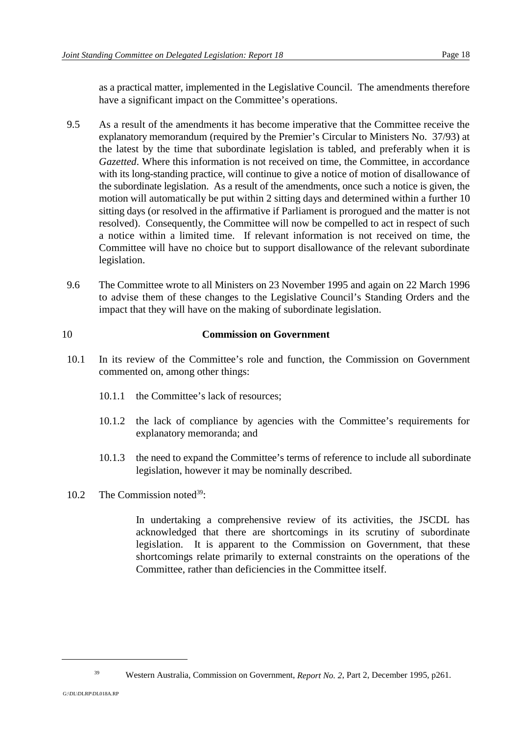as a practical matter, implemented in the Legislative Council. The amendments therefore have a significant impact on the Committee's operations.

9.5 As a result of the amendments it has become imperative that the Committee receive the explanatory memorandum (required by the Premier's Circular to Ministers No. 37/93) at the latest by the time that subordinate legislation is tabled, and preferably when it is *Gazetted*. Where this information is not received on time, the Committee, in accordance with its long-standing practice, will continue to give a notice of motion of disallowance of the subordinate legislation. As a result of the amendments, once such a notice is given, the motion will automatically be put within 2 sitting days and determined within a further 10 sitting days (or resolved in the affirmative if Parliament is prorogued and the matter is not resolved). Consequently, the Committee will now be compelled to act in respect of such a notice within a limited time. If relevant information is not received on time, the Committee will have no choice but to support disallowance of the relevant subordinate legislation.

9.6 The Committee wrote to all Ministers on 23 November 1995 and again on 22 March 1996 to advise them of these changes to the Legislative Council's Standing Orders and the impact that they will have on the making of subordinate legislation.

## 10 Commission on Government

10.1 In its review of the Committee's role and function, the Commission on Government commented on, among other things:

10.1.1 the Committee's lack of resources;

10.1.2 the lack of compliance by agencies with the Committee's requirements for explanatory memoranda; and

10.1.3 the need to expand the Committee's terms of reference to include all subordinate legislation, however it may be nominally described.

10.2 The Commission noted[39]:

> In undertaking a comprehensive review of its activities, the JSCDL has acknowledged that there are shortcomings in its scrutiny of subordinate legislation. It is apparent to the Commission on Government, that these shortcomings relate primarily to external constraints on the operations of the Committee, rather than deficiencies in the Committee itself.

---

[39] Western Australia, Commission on Government, *Report No. 2*, Part 2, December 1995, p261.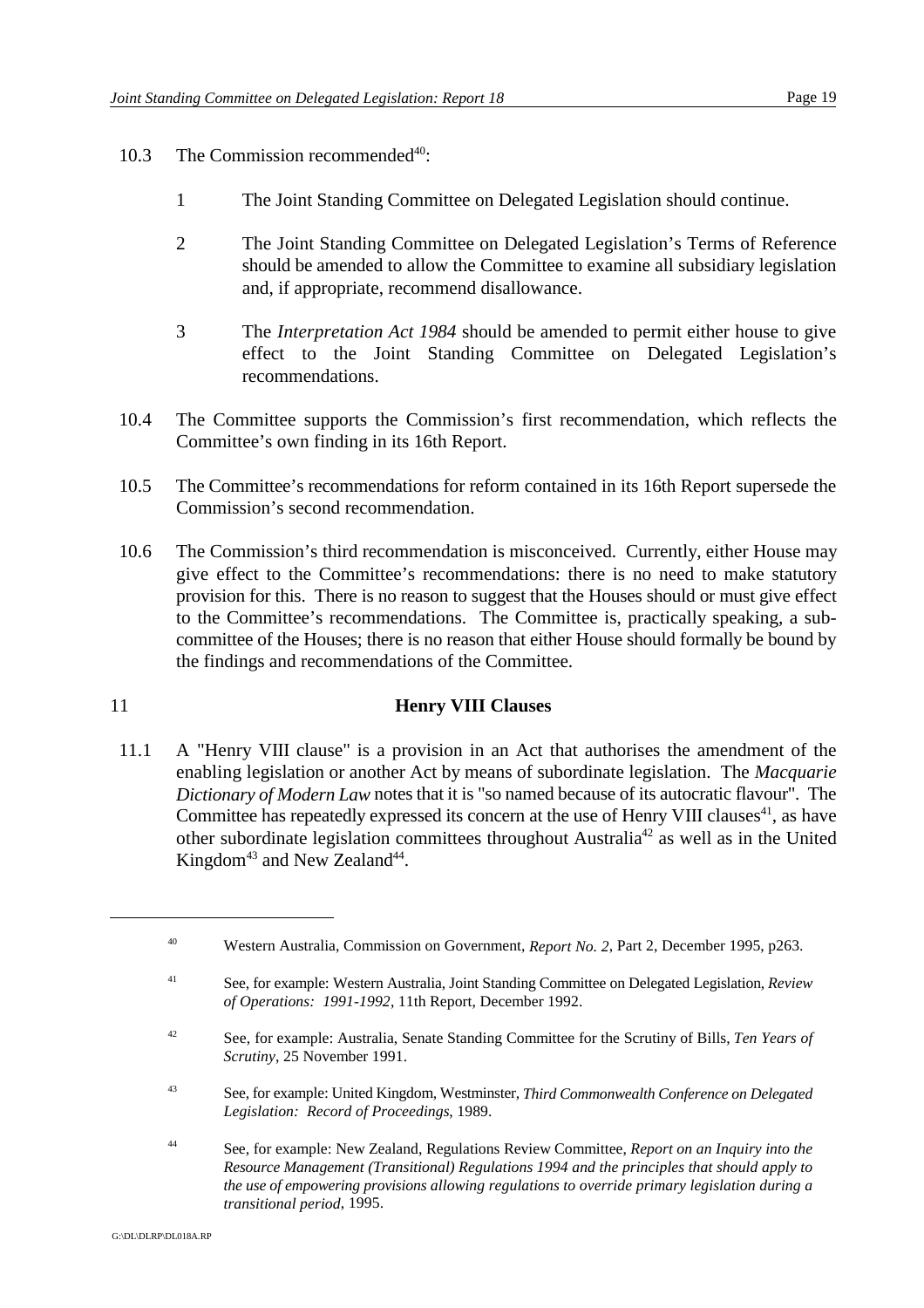10.3 The Commission recommended[40]:

1 The Joint Standing Committee on Delegated Legislation should continue.

2 The Joint Standing Committee on Delegated Legislation's Terms of Reference should be amended to allow the Committee to examine all subsidiary legislation and, if appropriate, recommend disallowance.

3 The *Interpretation Act 1984* should be amended to permit either house to give effect to the Joint Standing Committee on Delegated Legislation's recommendations.

10.4 The Committee supports the Commission's first recommendation, which reflects the Committee's own finding in its 16th Report.

10.5 The Committee's recommendations for reform contained in its 16th Report supersede the Commission's second recommendation.

10.6 The Commission's third recommendation is misconceived. Currently, either House may give effect to the Committee's recommendations: there is no need to make statutory provision for this. There is no reason to suggest that the Houses should or must give effect to the Committee's recommendations. The Committee is, practically speaking, a sub-committee of the Houses; there is no reason that either House should formally be bound by the findings and recommendations of the Committee.

## 11 Henry VIII Clauses

11.1 A "Henry VIII clause" is a provision in an Act that authorises the amendment of the enabling legislation or another Act by means of subordinate legislation. The *Macquarie Dictionary of Modern Law* notes that it is "so named because of its autocratic flavour". The Committee has repeatedly expressed its concern at the use of Henry VIII clauses[41], as have other subordinate legislation committees throughout Australia[42] as well as in the United Kingdom[43] and New Zealand[44].

---

[40] Western Australia, Commission on Government, *Report No. 2*, Part 2, December 1995, p263.

[41] See, for example: Western Australia, Joint Standing Committee on Delegated Legislation, *Review of Operations: 1991-1992*, 11th Report, December 1992.

[42] See, for example: Australia, Senate Standing Committee for the Scrutiny of Bills, *Ten Years of Scrutiny*, 25 November 1991.

[43] See, for example: United Kingdom, Westminster, *Third Commonwealth Conference on Delegated Legislation: Record of Proceedings*, 1989.

[44] See, for example: New Zealand, Regulations Review Committee, *Report on an Inquiry into the Resource Management (Transitional) Regulations 1994 and the principles that should apply to the use of empowering provisions allowing regulations to override primary legislation during a transitional period*, 1995.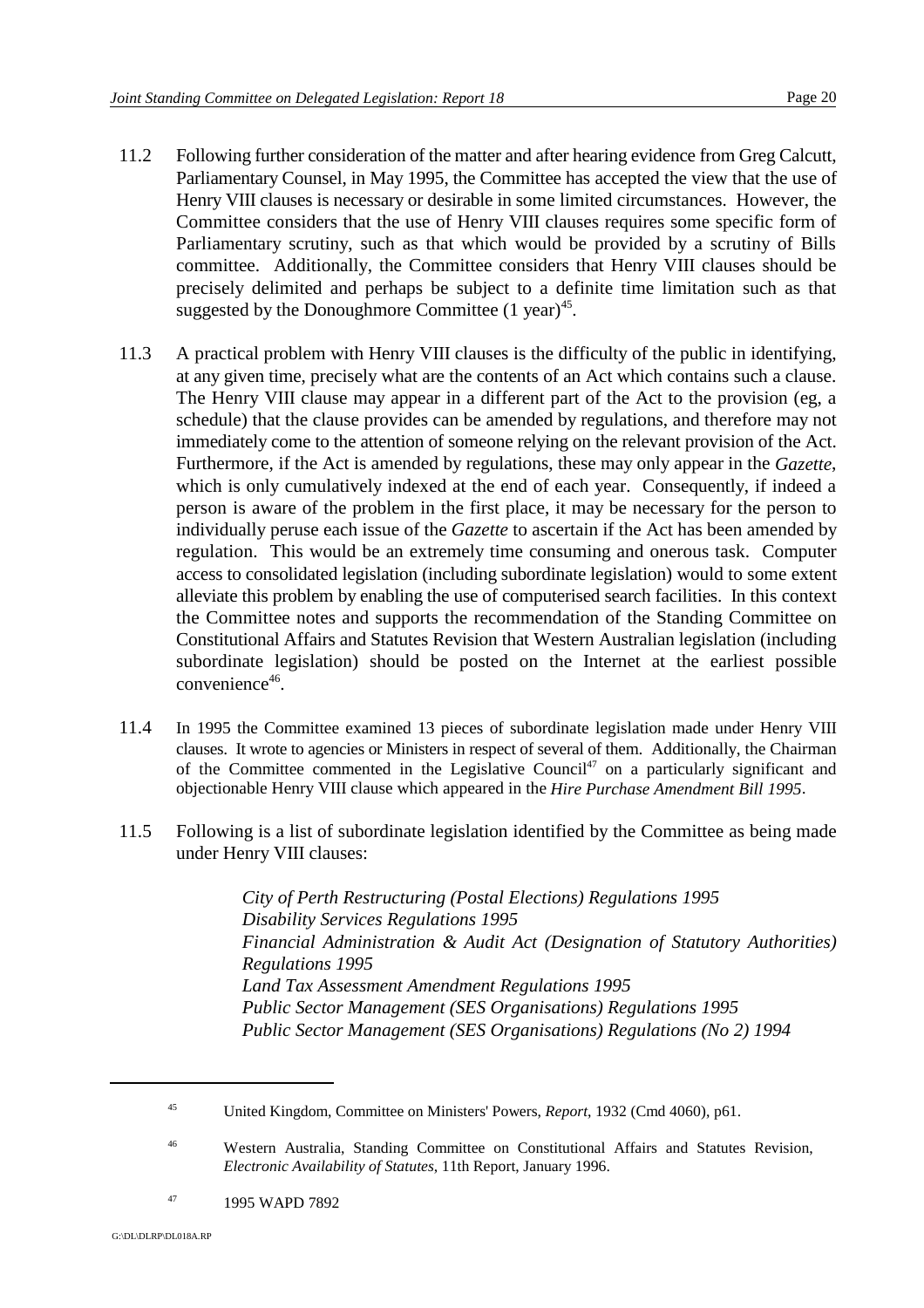11.2 Following further consideration of the matter and after hearing evidence from Greg Calcutt, Parliamentary Counsel, in May 1995, the Committee has accepted the view that the use of Henry VIII clauses is necessary or desirable in some limited circumstances. However, the Committee considers that the use of Henry VIII clauses requires some specific form of Parliamentary scrutiny, such as that which would be provided by a scrutiny of Bills committee. Additionally, the Committee considers that Henry VIII clauses should be precisely delimited and perhaps be subject to a definite time limitation such as that suggested by the Donoughmore Committee (1 year)[45].

11.3 A practical problem with Henry VIII clauses is the difficulty of the public in identifying, at any given time, precisely what are the contents of an Act which contains such a clause. The Henry VIII clause may appear in a different part of the Act to the provision (eg, a schedule) that the clause provides can be amended by regulations, and therefore may not immediately come to the attention of someone relying on the relevant provision of the Act. Furthermore, if the Act is amended by regulations, these may only appear in the *Gazette*, which is only cumulatively indexed at the end of each year. Consequently, if indeed a person is aware of the problem in the first place, it may be necessary for the person to individually peruse each issue of the *Gazette* to ascertain if the Act has been amended by regulation. This would be an extremely time consuming and onerous task. Computer access to consolidated legislation (including subordinate legislation) would to some extent alleviate this problem by enabling the use of computerised search facilities. In this context the Committee notes and supports the recommendation of the Standing Committee on Constitutional Affairs and Statutes Revision that Western Australian legislation (including subordinate legislation) should be posted on the Internet at the earliest possible convenience[46].

11.4 In 1995 the Committee examined 13 pieces of subordinate legislation made under Henry VIII clauses. It wrote to agencies or Ministers in respect of several of them. Additionally, the Chairman of the Committee commented in the Legislative Council[47] on a particularly significant and objectionable Henry VIII clause which appeared in the *Hire Purchase Amendment Bill 1995*.

11.5 Following is a list of subordinate legislation identified by the Committee as being made under Henry VIII clauses:

> *City of Perth Restructuring (Postal Elections) Regulations 1995*
> *Disability Services Regulations 1995*
> *Financial Administration & Audit Act (Designation of Statutory Authorities) Regulations 1995*
> *Land Tax Assessment Amendment Regulations 1995*
> *Public Sector Management (SES Organisations) Regulations 1995*
> *Public Sector Management (SES Organisations) Regulations (No 2) 1994*

---

[45] United Kingdom, Committee on Ministers' Powers, *Report*, 1932 (Cmd 4060), p61.

[46] Western Australia, Standing Committee on Constitutional Affairs and Statutes Revision, *Electronic Availability of Statutes*, 11th Report, January 1996.

[47] 1995 WAPD 7892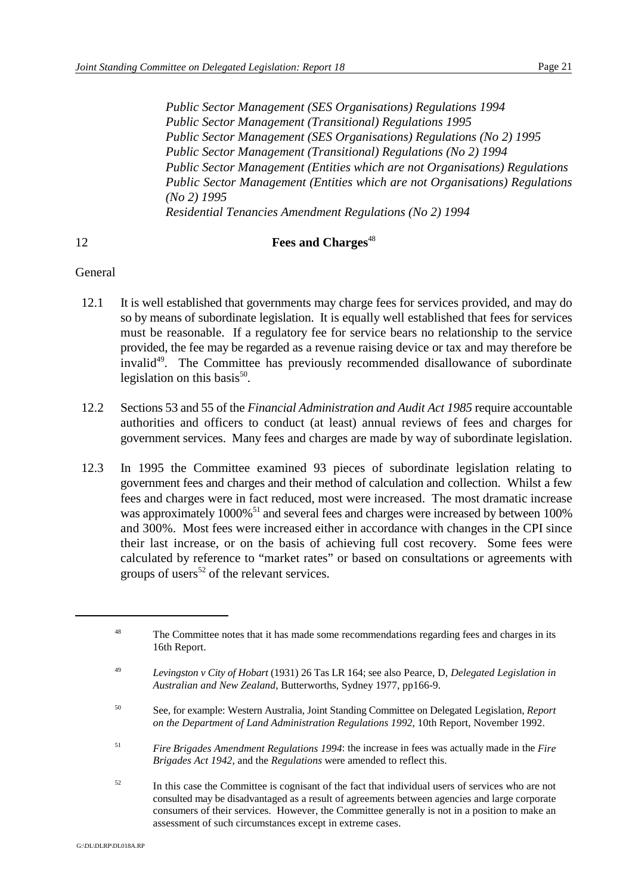*Public Sector Management (SES Organisations) Regulations 1994*
*Public Sector Management (Transitional) Regulations 1995*
*Public Sector Management (SES Organisations) Regulations (No 2) 1995*
*Public Sector Management (Transitional) Regulations (No 2) 1994*
*Public Sector Management (Entities which are not Organisations) Regulations*
*Public Sector Management (Entities which are not Organisations) Regulations (No 2) 1995*
*Residential Tenancies Amendment Regulations (No 2) 1994*

## 12 Fees and Charges[48]

General

12.1 It is well established that governments may charge fees for services provided, and may do so by means of subordinate legislation. It is equally well established that fees for services must be reasonable. If a regulatory fee for service bears no relationship to the service provided, the fee may be regarded as a revenue raising device or tax and may therefore be invalid[49]. The Committee has previously recommended disallowance of subordinate legislation on this basis[50].

12.2 Sections 53 and 55 of the *Financial Administration and Audit Act 1985* require accountable authorities and officers to conduct (at least) annual reviews of fees and charges for government services. Many fees and charges are made by way of subordinate legislation.

12.3 In 1995 the Committee examined 93 pieces of subordinate legislation relating to government fees and charges and their method of calculation and collection. Whilst a few fees and charges were in fact reduced, most were increased. The most dramatic increase was approximately 1000%[51] and several fees and charges were increased by between 100% and 300%. Most fees were increased either in accordance with changes in the CPI since their last increase, or on the basis of achieving full cost recovery. Some fees were calculated by reference to "market rates" or based on consultations or agreements with groups of users[52] of the relevant services.

---

[48] The Committee notes that it has made some recommendations regarding fees and charges in its 16th Report.

[49] *Levingston v City of Hobart* (1931) 26 Tas LR 164; see also Pearce, D, *Delegated Legislation in Australian and New Zealand*, Butterworths, Sydney 1977, pp166-9.

[50] See, for example: Western Australia, Joint Standing Committee on Delegated Legislation, *Report on the Department of Land Administration Regulations 1992*, 10th Report, November 1992.

[51] *Fire Brigades Amendment Regulations 1994*: the increase in fees was actually made in the *Fire Brigades Act 1942*, and the *Regulations* were amended to reflect this.

[52] In this case the Committee is cognisant of the fact that individual users of services who are not consulted may be disadvantaged as a result of agreements between agencies and large corporate consumers of their services. However, the Committee generally is not in a position to make an assessment of such circumstances except in extreme cases.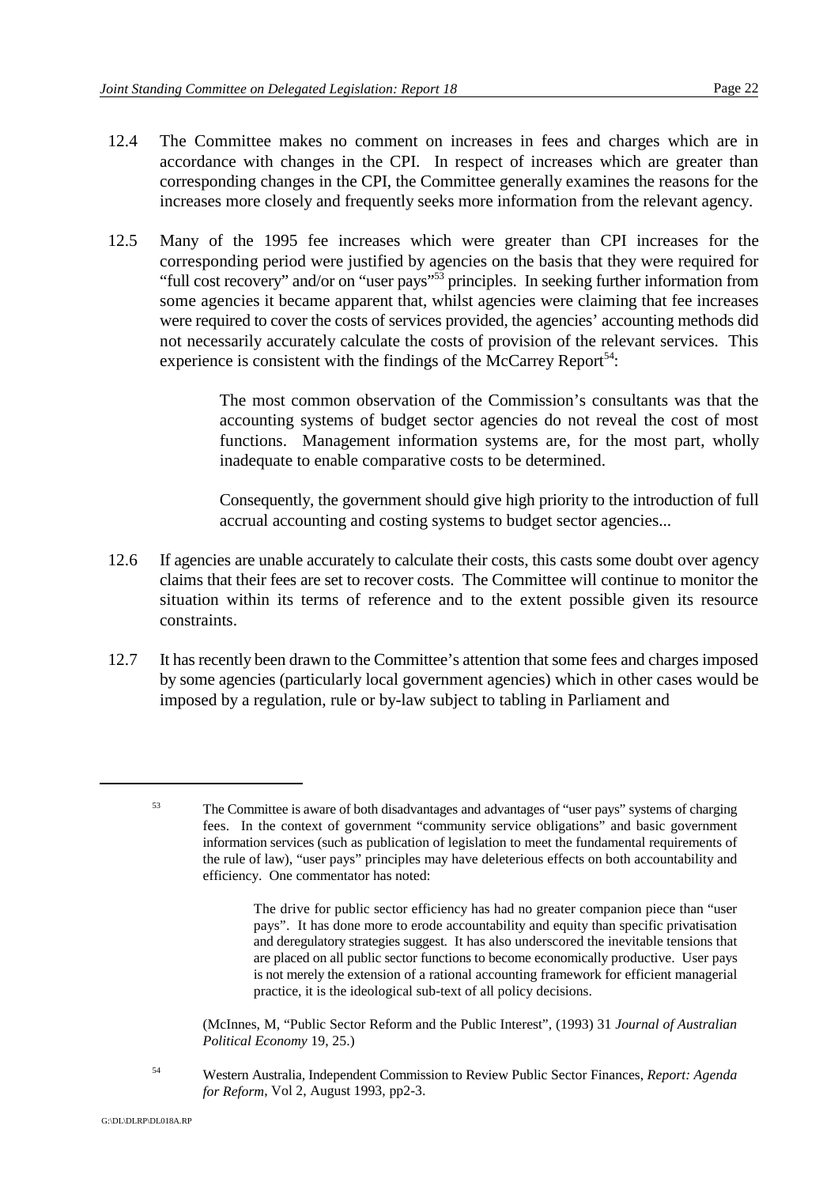12.4 The Committee makes no comment on increases in fees and charges which are in accordance with changes in the CPI. In respect of increases which are greater than corresponding changes in the CPI, the Committee generally examines the reasons for the increases more closely and frequently seeks more information from the relevant agency.

12.5 Many of the 1995 fee increases which were greater than CPI increases for the corresponding period were justified by agencies on the basis that they were required for "full cost recovery" and/or on "user pays"[53] principles. In seeking further information from some agencies it became apparent that, whilst agencies were claiming that fee increases were required to cover the costs of services provided, the agencies' accounting methods did not necessarily accurately calculate the costs of provision of the relevant services. This experience is consistent with the findings of the McCarrey Report[54]:

> The most common observation of the Commission's consultants was that the accounting systems of budget sector agencies do not reveal the cost of most functions. Management information systems are, for the most part, wholly inadequate to enable comparative costs to be determined.
>
> Consequently, the government should give high priority to the introduction of full accrual accounting and costing systems to budget sector agencies...

12.6 If agencies are unable accurately to calculate their costs, this casts some doubt over agency claims that their fees are set to recover costs. The Committee will continue to monitor the situation within its terms of reference and to the extent possible given its resource constraints.

12.7 It has recently been drawn to the Committee's attention that some fees and charges imposed by some agencies (particularly local government agencies) which in other cases would be imposed by a regulation, rule or by-law subject to tabling in Parliament and

---

[53] The Committee is aware of both disadvantages and advantages of "user pays" systems of charging fees. In the context of government "community service obligations" and basic government information services (such as publication of legislation to meet the fundamental requirements of the rule of law), "user pays" principles may have deleterious effects on both accountability and efficiency. One commentator has noted:

> The drive for public sector efficiency has had no greater companion piece than "user pays". It has done more to erode accountability and equity than specific privatisation and deregulatory strategies suggest. It has also underscored the inevitable tensions that are placed on all public sector functions to become economically productive. User pays is not merely the extension of a rational accounting framework for efficient managerial practice, it is the ideological sub-text of all policy decisions.

(McInnes, M, "Public Sector Reform and the Public Interest", (1993) 31 *Journal of Australian Political Economy* 19, 25.)

[54] Western Australia, Independent Commission to Review Public Sector Finances, *Report: Agenda for Reform*, Vol 2, August 1993, pp2-3.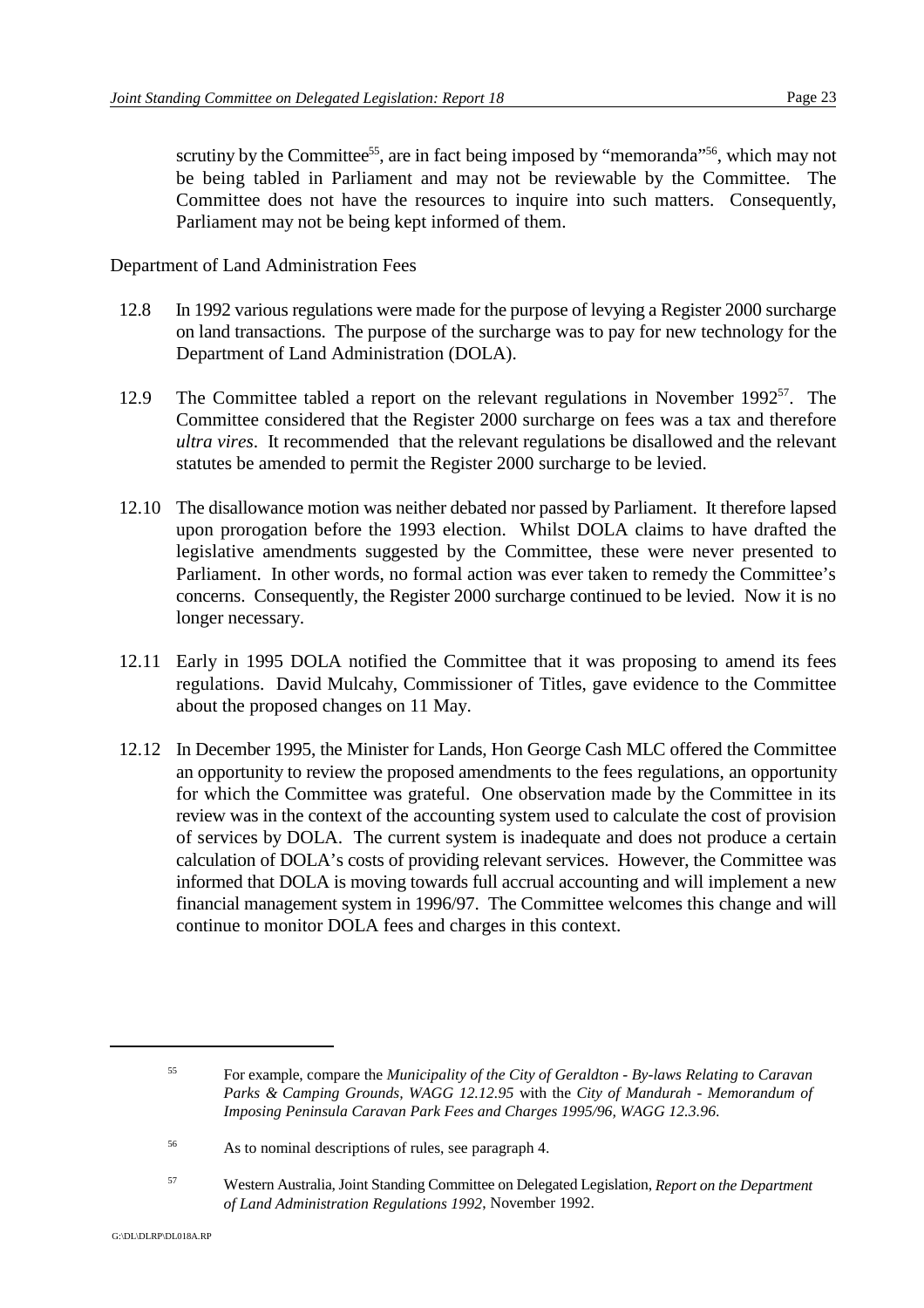scrutiny by the Committee[55], are in fact being imposed by "memoranda"[56], which may not be being tabled in Parliament and may not be reviewable by the Committee. The Committee does not have the resources to inquire into such matters. Consequently, Parliament may not be being kept informed of them.

Department of Land Administration Fees

12.8 In 1992 various regulations were made for the purpose of levying a Register 2000 surcharge on land transactions. The purpose of the surcharge was to pay for new technology for the Department of Land Administration (DOLA).

12.9 The Committee tabled a report on the relevant regulations in November 1992[57]. The Committee considered that the Register 2000 surcharge on fees was a tax and therefore *ultra vires*. It recommended that the relevant regulations be disallowed and the relevant statutes be amended to permit the Register 2000 surcharge to be levied.

12.10 The disallowance motion was neither debated nor passed by Parliament. It therefore lapsed upon prorogation before the 1993 election. Whilst DOLA claims to have drafted the legislative amendments suggested by the Committee, these were never presented to Parliament. In other words, no formal action was ever taken to remedy the Committee's concerns. Consequently, the Register 2000 surcharge continued to be levied. Now it is no longer necessary.

12.11 Early in 1995 DOLA notified the Committee that it was proposing to amend its fees regulations. David Mulcahy, Commissioner of Titles, gave evidence to the Committee about the proposed changes on 11 May.

12.12 In December 1995, the Minister for Lands, Hon George Cash MLC offered the Committee an opportunity to review the proposed amendments to the fees regulations, an opportunity for which the Committee was grateful. One observation made by the Committee in its review was in the context of the accounting system used to calculate the cost of provision of services by DOLA. The current system is inadequate and does not produce a certain calculation of DOLA's costs of providing relevant services. However, the Committee was informed that DOLA is moving towards full accrual accounting and will implement a new financial management system in 1996/97. The Committee welcomes this change and will continue to monitor DOLA fees and charges in this context.

---

[55] For example, compare the *Municipality of the City of Geraldton - By-laws Relating to Caravan Parks & Camping Grounds, WAGG 12.12.95* with the *City of Mandurah - Memorandum of Imposing Peninsula Caravan Park Fees and Charges 1995/96, WAGG 12.3.96*.

[56] As to nominal descriptions of rules, see paragraph 4.

[57] Western Australia, Joint Standing Committee on Delegated Legislation, *Report on the Department of Land Administration Regulations 1992*, November 1992.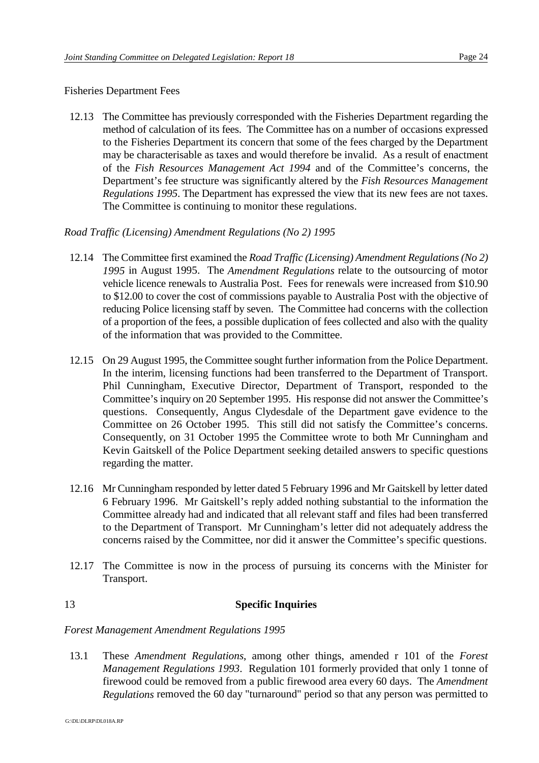Fisheries Department Fees

12.13 The Committee has previously corresponded with the Fisheries Department regarding the method of calculation of its fees. The Committee has on a number of occasions expressed to the Fisheries Department its concern that some of the fees charged by the Department may be characterisable as taxes and would therefore be invalid. As a result of enactment of the *Fish Resources Management Act 1994* and of the Committee's concerns, the Department's fee structure was significantly altered by the *Fish Resources Management Regulations 1995*. The Department has expressed the view that its new fees are not taxes. The Committee is continuing to monitor these regulations.

*Road Traffic (Licensing) Amendment Regulations (No 2) 1995*

12.14 The Committee first examined the *Road Traffic (Licensing) Amendment Regulations (No 2) 1995* in August 1995. The *Amendment Regulations* relate to the outsourcing of motor vehicle licence renewals to Australia Post. Fees for renewals were increased from $10.90 to $12.00 to cover the cost of commissions payable to Australia Post with the objective of reducing Police licensing staff by seven. The Committee had concerns with the collection of a proportion of the fees, a possible duplication of fees collected and also with the quality of the information that was provided to the Committee.

12.15 On 29 August 1995, the Committee sought further information from the Police Department. In the interim, licensing functions had been transferred to the Department of Transport. Phil Cunningham, Executive Director, Department of Transport, responded to the Committee's inquiry on 20 September 1995. His response did not answer the Committee's questions. Consequently, Angus Clydesdale of the Department gave evidence to the Committee on 26 October 1995. This still did not satisfy the Committee's concerns. Consequently, on 31 October 1995 the Committee wrote to both Mr Cunningham and Kevin Gaitskell of the Police Department seeking detailed answers to specific questions regarding the matter.

12.16 Mr Cunningham responded by letter dated 5 February 1996 and Mr Gaitskell by letter dated 6 February 1996. Mr Gaitskell's reply added nothing substantial to the information the Committee already had and indicated that all relevant staff and files had been transferred to the Department of Transport. Mr Cunningham's letter did not adequately address the concerns raised by the Committee, nor did it answer the Committee's specific questions.

12.17 The Committee is now in the process of pursuing its concerns with the Minister for Transport.

## 13 Specific Inquiries

*Forest Management Amendment Regulations 1995*

13.1 These *Amendment Regulations*, among other things, amended r 101 of the *Forest Management Regulations 1993*. Regulation 101 formerly provided that only 1 tonne of firewood could be removed from a public firewood area every 60 days. The *Amendment Regulations* removed the 60 day "turnaround" period so that any person was permitted to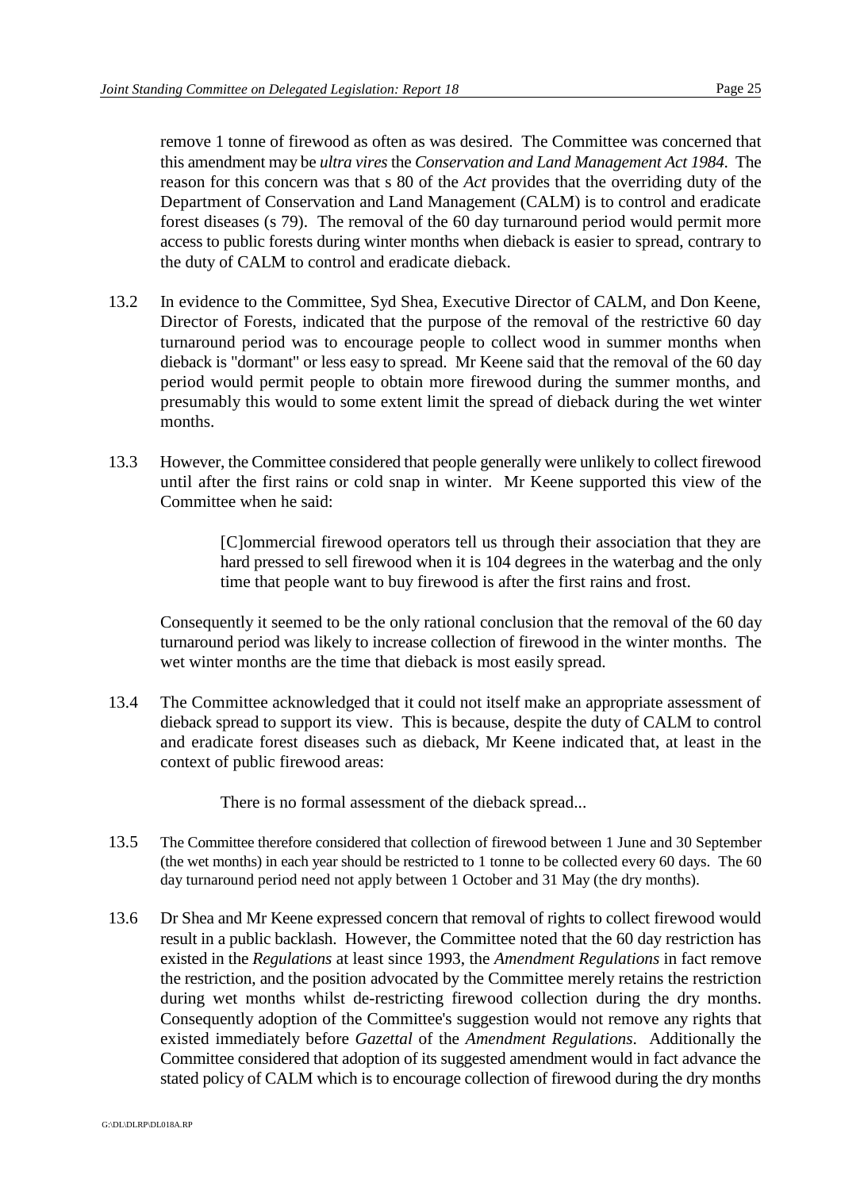remove 1 tonne of firewood as often as was desired. The Committee was concerned that this amendment may be *ultra vires* the *Conservation and Land Management Act 1984*. The reason for this concern was that s 80 of the *Act* provides that the overriding duty of the Department of Conservation and Land Management (CALM) is to control and eradicate forest diseases (s 79). The removal of the 60 day turnaround period would permit more access to public forests during winter months when dieback is easier to spread, contrary to the duty of CALM to control and eradicate dieback.

13.2 In evidence to the Committee, Syd Shea, Executive Director of CALM, and Don Keene, Director of Forests, indicated that the purpose of the removal of the restrictive 60 day turnaround period was to encourage people to collect wood in summer months when dieback is "dormant" or less easy to spread. Mr Keene said that the removal of the 60 day period would permit people to obtain more firewood during the summer months, and presumably this would to some extent limit the spread of dieback during the wet winter months.

13.3 However, the Committee considered that people generally were unlikely to collect firewood until after the first rains or cold snap in winter. Mr Keene supported this view of the Committee when he said:

> [C]ommercial firewood operators tell us through their association that they are hard pressed to sell firewood when it is 104 degrees in the waterbag and the only time that people want to buy firewood is after the first rains and frost.

Consequently it seemed to be the only rational conclusion that the removal of the 60 day turnaround period was likely to increase collection of firewood in the winter months. The wet winter months are the time that dieback is most easily spread.

13.4 The Committee acknowledged that it could not itself make an appropriate assessment of dieback spread to support its view. This is because, despite the duty of CALM to control and eradicate forest diseases such as dieback, Mr Keene indicated that, at least in the context of public firewood areas:

> There is no formal assessment of the dieback spread...

13.5 The Committee therefore considered that collection of firewood between 1 June and 30 September (the wet months) in each year should be restricted to 1 tonne to be collected every 60 days. The 60 day turnaround period need not apply between 1 October and 31 May (the dry months).

13.6 Dr Shea and Mr Keene expressed concern that removal of rights to collect firewood would result in a public backlash. However, the Committee noted that the 60 day restriction has existed in the *Regulations* at least since 1993, the *Amendment Regulations* in fact remove the restriction, and the position advocated by the Committee merely retains the restriction during wet months whilst de-restricting firewood collection during the dry months. Consequently adoption of the Committee's suggestion would not remove any rights that existed immediately before *Gazettal* of the *Amendment Regulations*. Additionally the Committee considered that adoption of its suggested amendment would in fact advance the stated policy of CALM which is to encourage collection of firewood during the dry months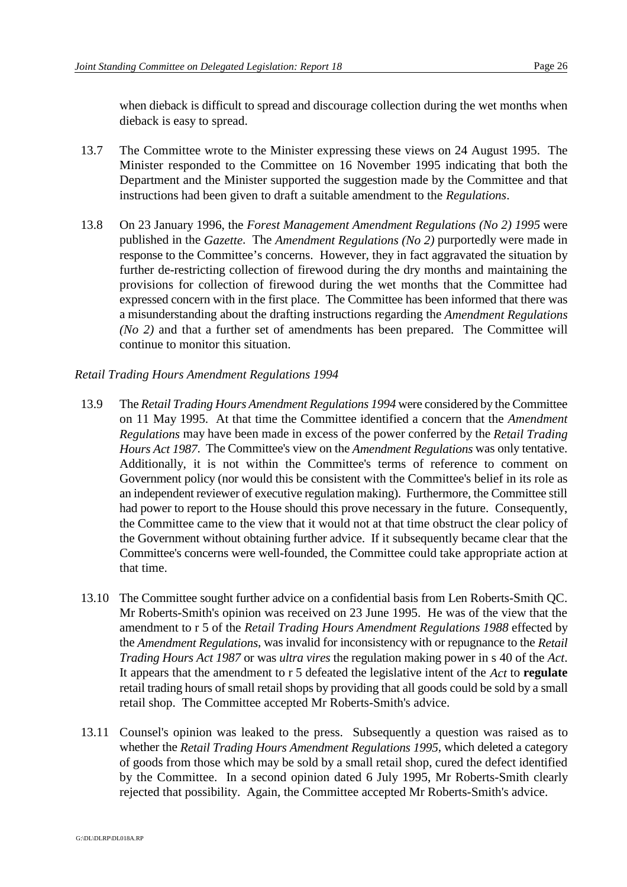when dieback is difficult to spread and discourage collection during the wet months when dieback is easy to spread.

13.7 The Committee wrote to the Minister expressing these views on 24 August 1995. The Minister responded to the Committee on 16 November 1995 indicating that both the Department and the Minister supported the suggestion made by the Committee and that instructions had been given to draft a suitable amendment to the *Regulations*.

13.8 On 23 January 1996, the *Forest Management Amendment Regulations (No 2) 1995* were published in the *Gazette*. The *Amendment Regulations (No 2)* purportedly were made in response to the Committee's concerns. However, they in fact aggravated the situation by further de-restricting collection of firewood during the dry months and maintaining the provisions for collection of firewood during the wet months that the Committee had expressed concern with in the first place. The Committee has been informed that there was a misunderstanding about the drafting instructions regarding the *Amendment Regulations (No 2)* and that a further set of amendments has been prepared. The Committee will continue to monitor this situation.

*Retail Trading Hours Amendment Regulations 1994*

13.9 The *Retail Trading Hours Amendment Regulations 1994* were considered by the Committee on 11 May 1995. At that time the Committee identified a concern that the *Amendment Regulations* may have been made in excess of the power conferred by the *Retail Trading Hours Act 1987*. The Committee's view on the *Amendment Regulations* was only tentative. Additionally, it is not within the Committee's terms of reference to comment on Government policy (nor would this be consistent with the Committee's belief in its role as an independent reviewer of executive regulation making). Furthermore, the Committee still had power to report to the House should this prove necessary in the future. Consequently, the Committee came to the view that it would not at that time obstruct the clear policy of the Government without obtaining further advice. If it subsequently became clear that the Committee's concerns were well-founded, the Committee could take appropriate action at that time.

13.10 The Committee sought further advice on a confidential basis from Len Roberts-Smith QC. Mr Roberts-Smith's opinion was received on 23 June 1995. He was of the view that the amendment to r 5 of the *Retail Trading Hours Amendment Regulations 1988* effected by the *Amendment Regulations*, was invalid for inconsistency with or repugnance to the *Retail Trading Hours Act 1987* or was *ultra vires* the regulation making power in s 40 of the *Act*. It appears that the amendment to r 5 defeated the legislative intent of the *Act* to **regulate** retail trading hours of small retail shops by providing that all goods could be sold by a small retail shop. The Committee accepted Mr Roberts-Smith's advice.

13.11 Counsel's opinion was leaked to the press. Subsequently a question was raised as to whether the *Retail Trading Hours Amendment Regulations 1995*, which deleted a category of goods from those which may be sold by a small retail shop, cured the defect identified by the Committee. In a second opinion dated 6 July 1995, Mr Roberts-Smith clearly rejected that possibility. Again, the Committee accepted Mr Roberts-Smith's advice.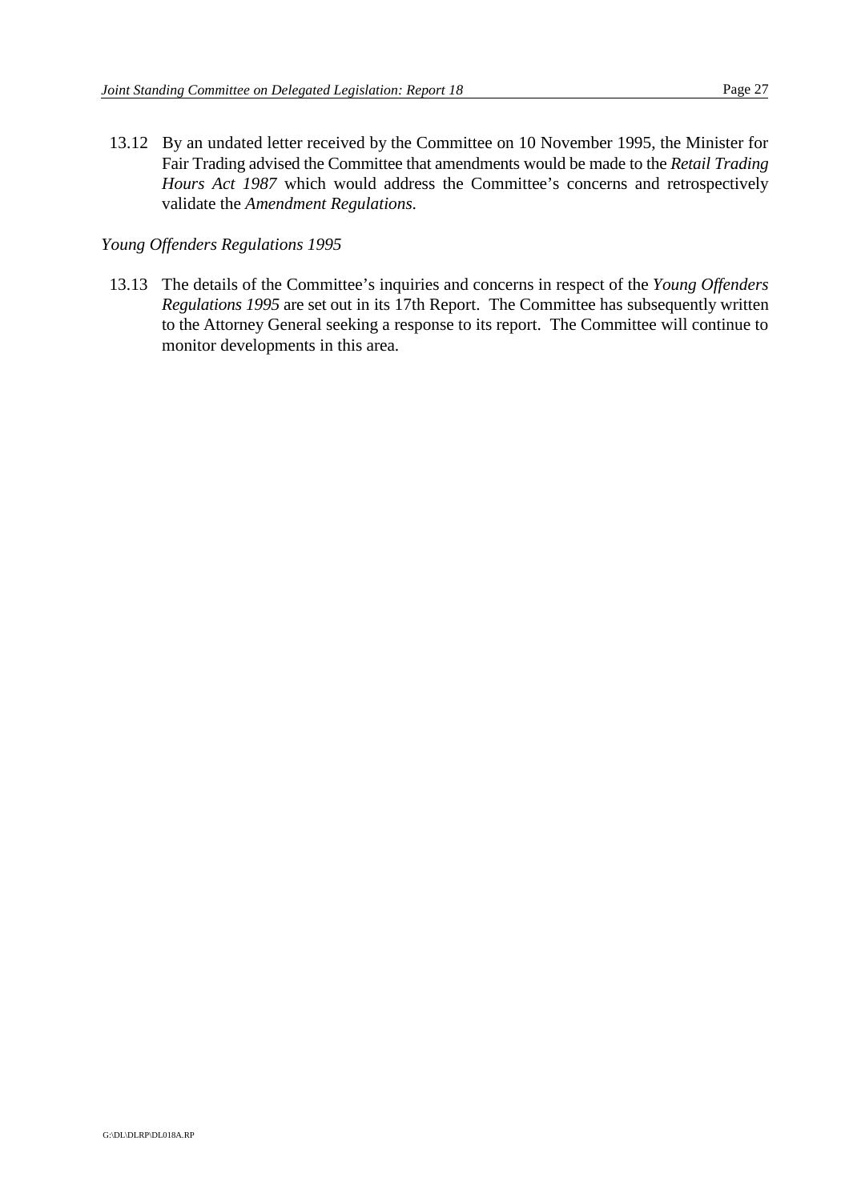13.12 By an undated letter received by the Committee on 10 November 1995, the Minister for Fair Trading advised the Committee that amendments would be made to the *Retail Trading Hours Act 1987* which would address the Committee's concerns and retrospectively validate the *Amendment Regulations.*

*Young Offenders Regulations 1995*

13.13 The details of the Committee's inquiries and concerns in respect of the *Young Offenders Regulations 1995* are set out in its 17th Report. The Committee has subsequently written to the Attorney General seeking a response to its report. The Committee will continue to monitor developments in this area.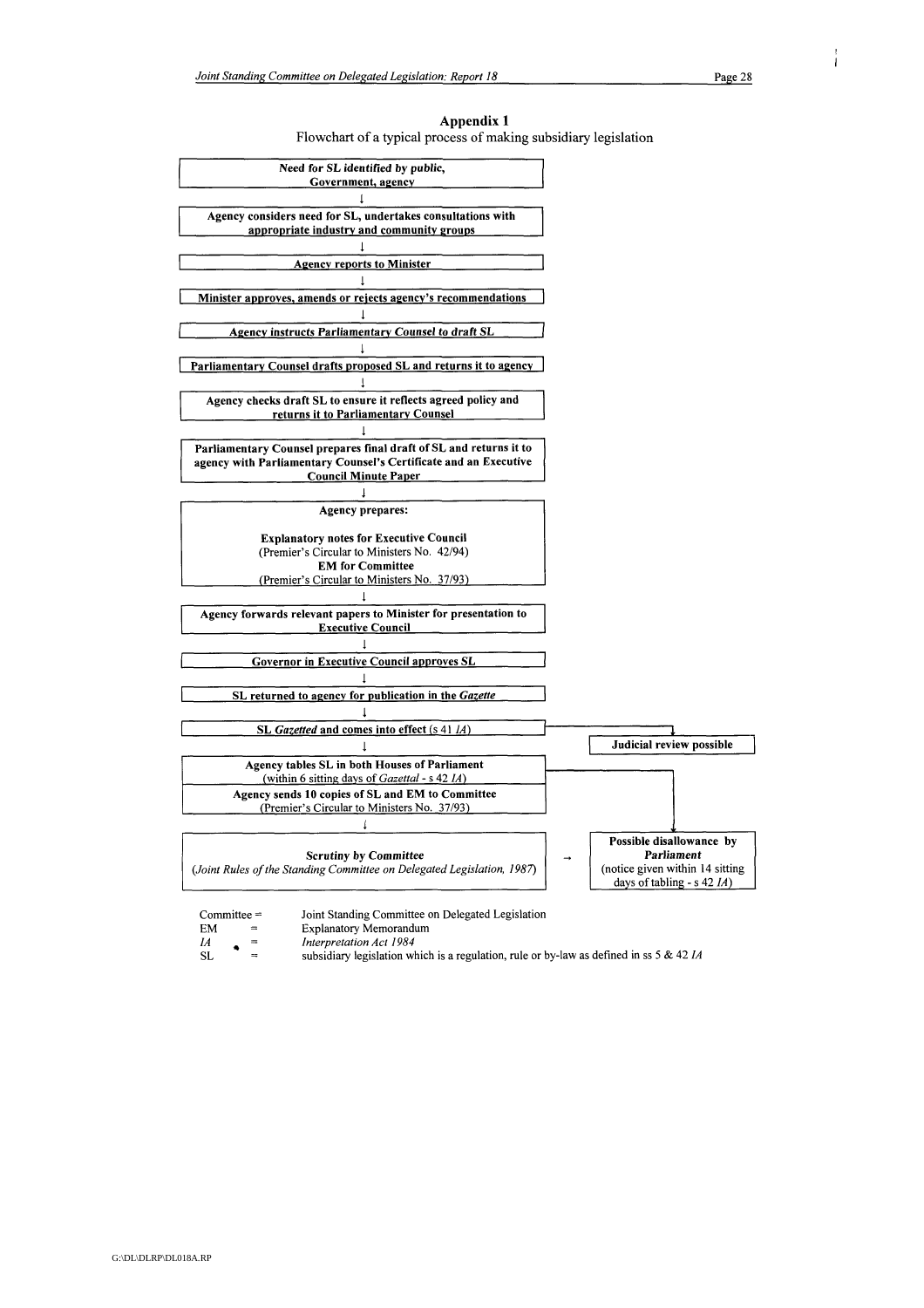# Appendix 1

Flowchart of a typical process of making subsidiary legislation

**Need for SL identified by public, Government, agency**

↓

**Agency considers need for SL, undertakes consultations with appropriate industry and community groups**

↓

**Agency reports to Minister**

↓

**Minister approves, amends or rejects agency's recommendations**

↓

**Agency instructs Parliamentary Counsel to draft SL**

↓

**Parliamentary Counsel drafts proposed SL and returns it to agency**

↓

**Agency checks draft SL to ensure it reflects agreed policy and returns it to Parliamentary Counsel**

↓

**Parliamentary Counsel prepares final draft of SL and returns it to agency with Parliamentary Counsel's Certificate and an Executive Council Minute Paper**

↓

**Agency prepares:**

**Explanatory notes for Executive Council**
(Premier's Circular to Ministers No. 42/94)
**EM for Committee**
(Premier's Circular to Ministers No. 37/93)

↓

**Agency forwards relevant papers to Minister for presentation to Executive Council**

↓

**Governor in Executive Council approves SL**

↓

**SL returned to agency for publication in the *Gazette***

↓

**SL *Gazetted* and comes into effect** (s 41 *IA*) → **Judicial review possible**

↓

**Agency tables SL in both Houses of Parliament**
(within 6 sitting days of *Gazettal* - s 42 *IA*)
**Agency sends 10 copies of SL and EM to Committee**
(Premier's Circular to Ministers No. 37/93)

↓

**Scrutiny by Committee**
(*Joint Rules of the Standing Committee on Delegated Legislation, 1987*) → **Possible disallowance by *Parliament***
(notice given within 14 sitting days of tabling - s 42 *IA*)

Committee = Joint Standing Committee on Delegated Legislation
EM = Explanatory Memorandum
*IA* = *Interpretation Act 1984*
SL = subsidiary legislation which is a regulation, rule or by-law as defined in ss 5 & 42 *IA*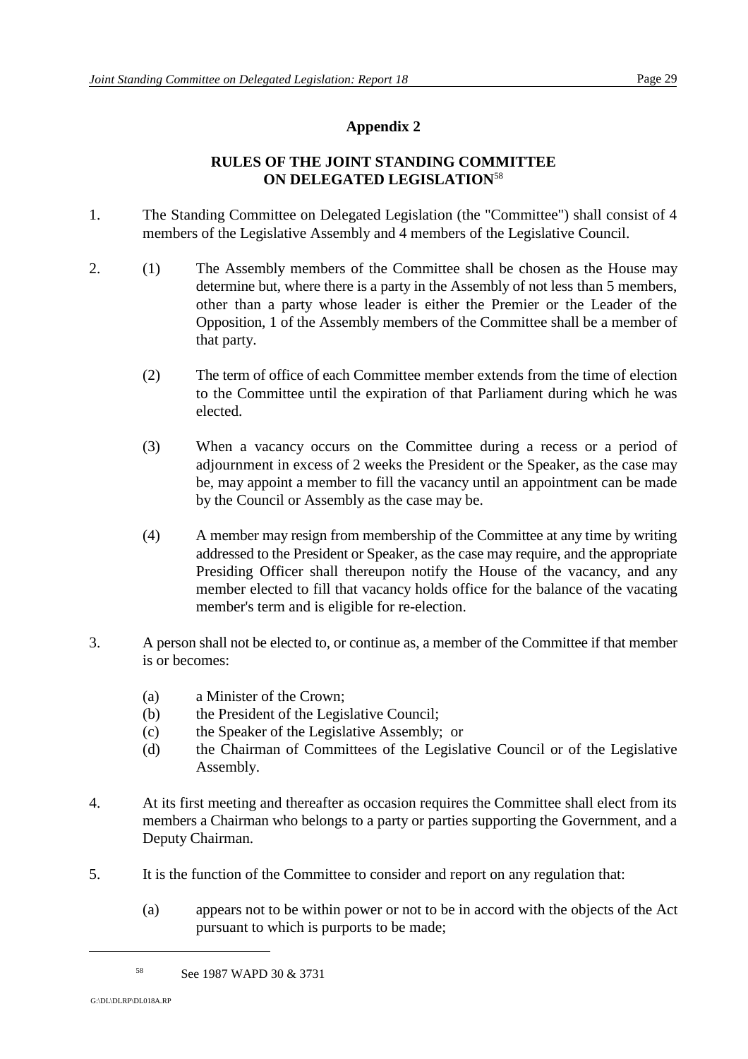## Appendix 2

### RULES OF THE JOINT STANDING COMMITTEE ON DELEGATED LEGISLATION[58]

1. The Standing Committee on Delegated Legislation (the "Committee") shall consist of 4 members of the Legislative Assembly and 4 members of the Legislative Council.

2. (1) The Assembly members of the Committee shall be chosen as the House may determine but, where there is a party in the Assembly of not less than 5 members, other than a party whose leader is either the Premier or the Leader of the Opposition, 1 of the Assembly members of the Committee shall be a member of that party.

   (2) The term of office of each Committee member extends from the time of election to the Committee until the expiration of that Parliament during which he was elected.

   (3) When a vacancy occurs on the Committee during a recess or a period of adjournment in excess of 2 weeks the President or the Speaker, as the case may be, may appoint a member to fill the vacancy until an appointment can be made by the Council or Assembly as the case may be.

   (4) A member may resign from membership of the Committee at any time by writing addressed to the President or Speaker, as the case may require, and the appropriate Presiding Officer shall thereupon notify the House of the vacancy, and any member elected to fill that vacancy holds office for the balance of the vacating member's term and is eligible for re-election.

3. A person shall not be elected to, or continue as, a member of the Committee if that member is or becomes:

   (a) a Minister of the Crown;
   (b) the President of the Legislative Council;
   (c) the Speaker of the Legislative Assembly; or
   (d) the Chairman of Committees of the Legislative Council or of the Legislative Assembly.

4. At its first meeting and thereafter as occasion requires the Committee shall elect from its members a Chairman who belongs to a party or parties supporting the Government, and a Deputy Chairman.

5. It is the function of the Committee to consider and report on any regulation that:

   (a) appears not to be within power or not to be in accord with the objects of the Act pursuant to which is purports to be made;

---

[58] See 1987 WAPD 30 & 3731

G:\DL\DLRP\DL018A.RP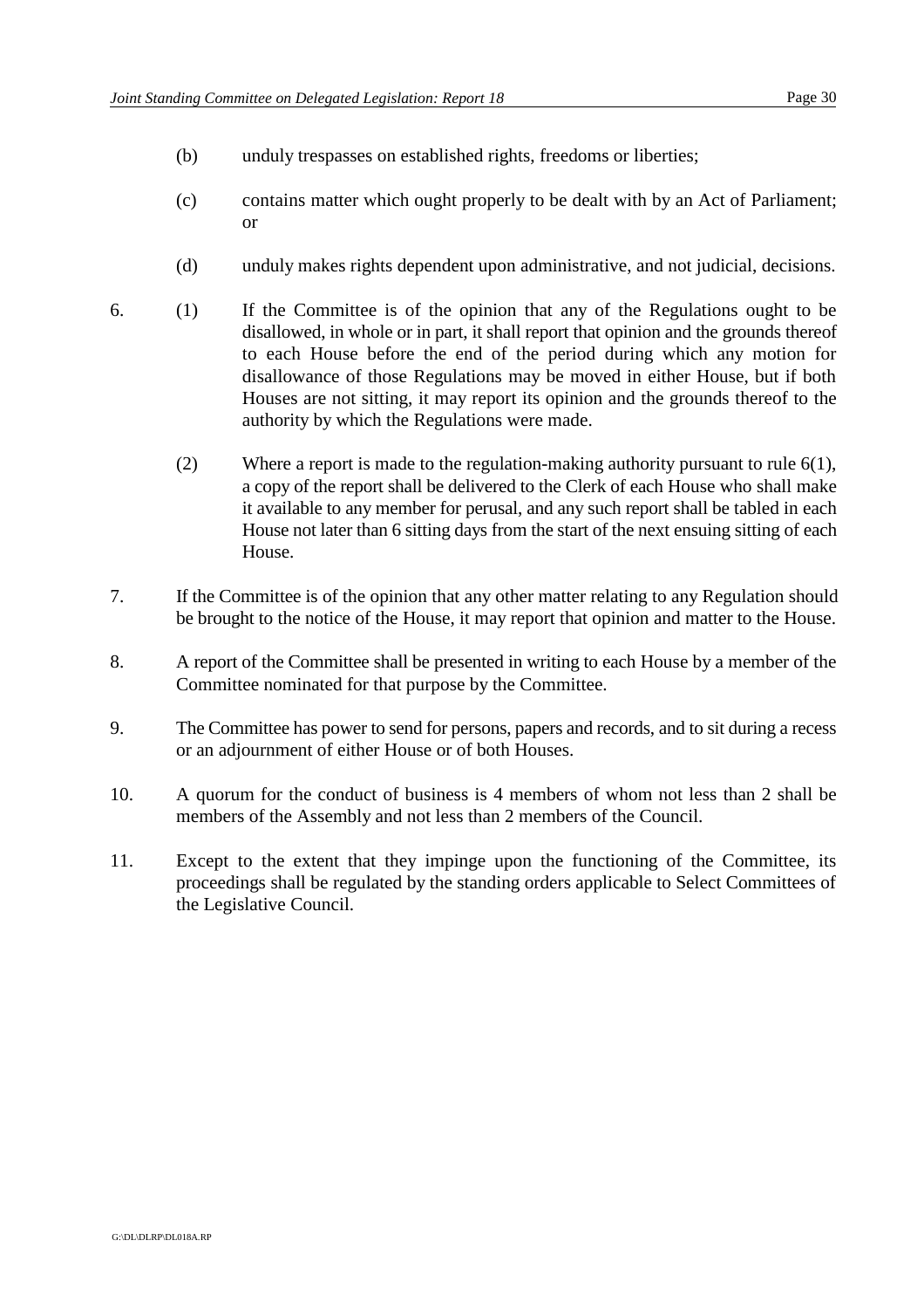(b) unduly trespasses on established rights, freedoms or liberties;

(c) contains matter which ought properly to be dealt with by an Act of Parliament; or

(d) unduly makes rights dependent upon administrative, and not judicial, decisions.

6. (1) If the Committee is of the opinion that any of the Regulations ought to be disallowed, in whole or in part, it shall report that opinion and the grounds thereof to each House before the end of the period during which any motion for disallowance of those Regulations may be moved in either House, but if both Houses are not sitting, it may report its opinion and the grounds thereof to the authority by which the Regulations were made.

   (2) Where a report is made to the regulation-making authority pursuant to rule 6(1), a copy of the report shall be delivered to the Clerk of each House who shall make it available to any member for perusal, and any such report shall be tabled in each House not later than 6 sitting days from the start of the next ensuing sitting of each House.

7. If the Committee is of the opinion that any other matter relating to any Regulation should be brought to the notice of the House, it may report that opinion and matter to the House.

8. A report of the Committee shall be presented in writing to each House by a member of the Committee nominated for that purpose by the Committee.

9. The Committee has power to send for persons, papers and records, and to sit during a recess or an adjournment of either House or of both Houses.

10. A quorum for the conduct of business is 4 members of whom not less than 2 shall be members of the Assembly and not less than 2 members of the Council.

11. Except to the extent that they impinge upon the functioning of the Committee, its proceedings shall be regulated by the standing orders applicable to Select Committees of the Legislative Council.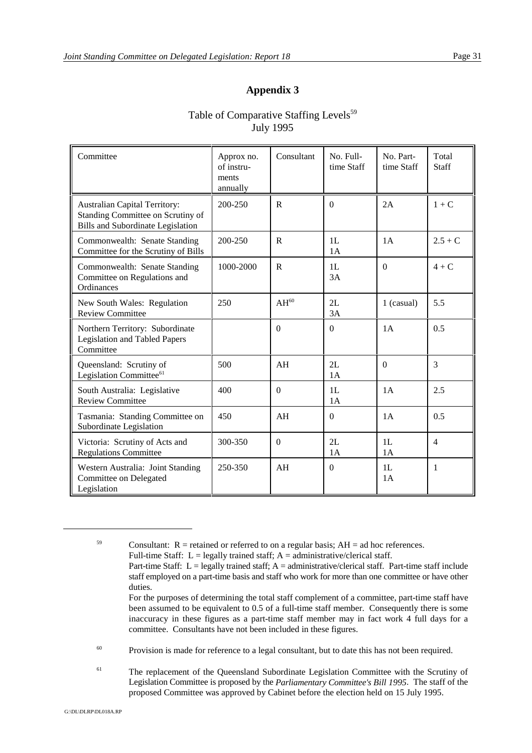# Appendix 3

Table of Comparative Staffing Levels[59]
July 1995

| Committee | Approx no. of instruments annually | Consultant | No. Full-time Staff | No. Part-time Staff | Total Staff |
|---|---|---|---|---|---|
| Australian Capital Territory: Standing Committee on Scrutiny of Bills and Subordinate Legislation | 200-250 | R | 0 | 2A | 1 + C |
| Commonwealth: Senate Standing Committee for the Scrutiny of Bills | 200-250 | R | 1L<br>1A | 1A | 2.5 + C |
| Commonwealth: Senate Standing Committee on Regulations and Ordinances | 1000-2000 | R | 1L<br>3A | 0 | 4 + C |
| New South Wales: Regulation Review Committee | 250 | AH[60] | 2L<br>3A | 1 (casual) | 5.5 |
| Northern Territory: Subordinate Legislation and Tabled Papers Committee | | 0 | 0 | 1A | 0.5 |
| Queensland: Scrutiny of Legislation Committee[61] | 500 | AH | 2L<br>1A | 0 | 3 |
| South Australia: Legislative Review Committee | 400 | 0 | 1L<br>1A | 1A | 2.5 |
| Tasmania: Standing Committee on Subordinate Legislation | 450 | AH | 0 | 1A | 0.5 |
| Victoria: Scrutiny of Acts and Regulations Committee | 300-350 | 0 | 2L<br>1A | 1L<br>1A | 4 |
| Western Australia: Joint Standing Committee on Delegated Legislation | 250-350 | AH | 0 | 1L<br>1A | 1 |

---

[59] Consultant: R = retained or referred to on a regular basis; AH = ad hoc references.
Full-time Staff: L = legally trained staff; A = administrative/clerical staff.
Part-time Staff: L = legally trained staff; A = administrative/clerical staff. Part-time staff include staff employed on a part-time basis and staff who work for more than one committee or have other duties.
For the purposes of determining the total staff complement of a committee, part-time staff have been assumed to be equivalent to 0.5 of a full-time staff member. Consequently there is some inaccuracy in these figures as a part-time staff member may in fact work 4 full days for a committee. Consultants have not been included in these figures.

[60] Provision is made for reference to a legal consultant, but to date this has not been required.

[61] The replacement of the Queensland Subordinate Legislation Committee with the Scrutiny of Legislation Committee is proposed by the *Parliamentary Committee's Bill 1995*. The staff of the proposed Committee was approved by Cabinet before the election held on 15 July 1995.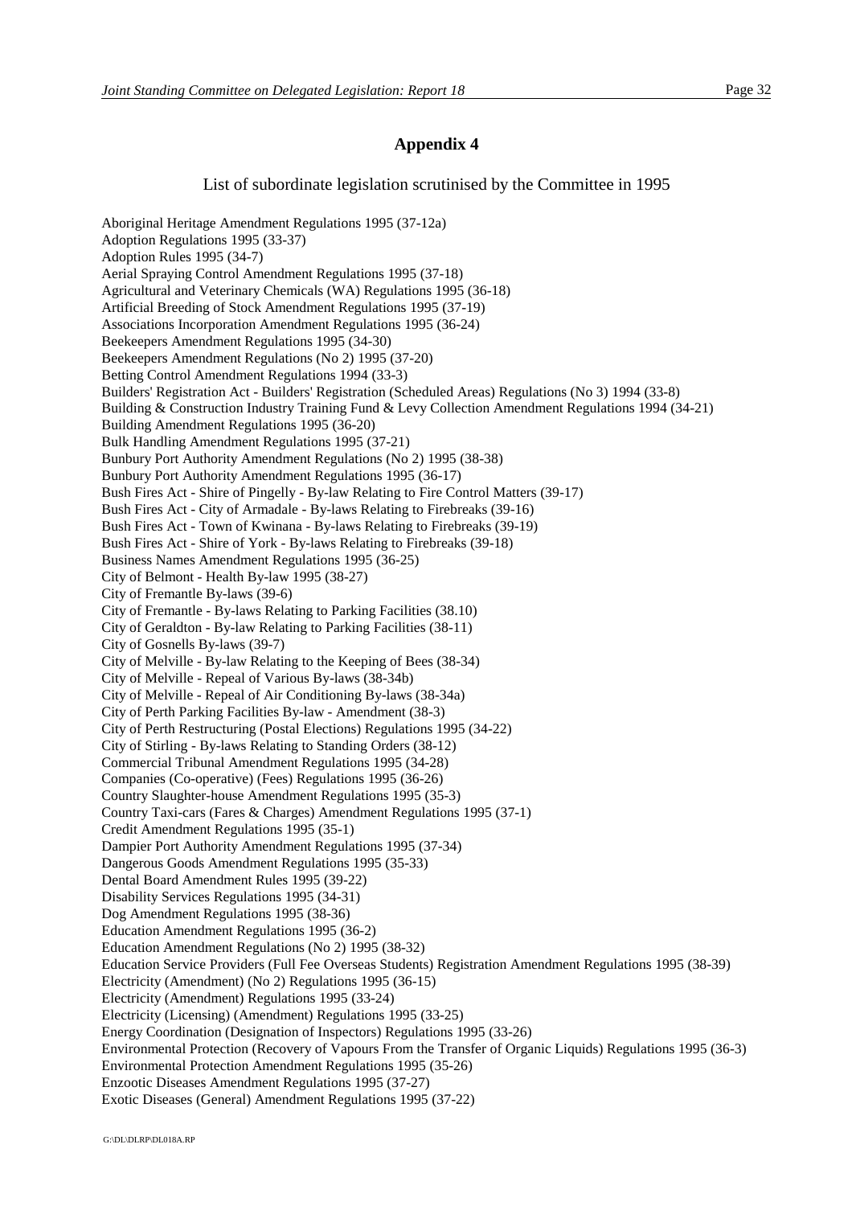## Appendix 4

List of subordinate legislation scrutinised by the Committee in 1995

Aboriginal Heritage Amendment Regulations 1995 (37-12a)
Adoption Regulations 1995 (33-37)
Adoption Rules 1995 (34-7)
Aerial Spraying Control Amendment Regulations 1995 (37-18)
Agricultural and Veterinary Chemicals (WA) Regulations 1995 (36-18)
Artificial Breeding of Stock Amendment Regulations 1995 (37-19)
Associations Incorporation Amendment Regulations 1995 (36-24)
Beekeepers Amendment Regulations 1995 (34-30)
Beekeepers Amendment Regulations (No 2) 1995 (37-20)
Betting Control Amendment Regulations 1994 (33-3)
Builders' Registration Act - Builders' Registration (Scheduled Areas) Regulations (No 3) 1994 (33-8)
Building & Construction Industry Training Fund & Levy Collection Amendment Regulations 1994 (34-21)
Building Amendment Regulations 1995 (36-20)
Bulk Handling Amendment Regulations 1995 (37-21)
Bunbury Port Authority Amendment Regulations (No 2) 1995 (38-38)
Bunbury Port Authority Amendment Regulations 1995 (36-17)
Bush Fires Act - Shire of Pingelly - By-law Relating to Fire Control Matters (39-17)
Bush Fires Act - City of Armadale - By-laws Relating to Firebreaks (39-16)
Bush Fires Act - Town of Kwinana - By-laws Relating to Firebreaks (39-19)
Bush Fires Act - Shire of York - By-laws Relating to Firebreaks (39-18)
Business Names Amendment Regulations 1995 (36-25)
City of Belmont - Health By-law 1995 (38-27)
City of Fremantle By-laws (39-6)
City of Fremantle - By-laws Relating to Parking Facilities (38.10)
City of Geraldton - By-law Relating to Parking Facilities (38-11)
City of Gosnells By-laws (39-7)
City of Melville - By-law Relating to the Keeping of Bees (38-34)
City of Melville - Repeal of Various By-laws (38-34b)
City of Melville - Repeal of Air Conditioning By-laws (38-34a)
City of Perth Parking Facilities By-law - Amendment (38-3)
City of Perth Restructuring (Postal Elections) Regulations 1995 (34-22)
City of Stirling - By-laws Relating to Standing Orders (38-12)
Commercial Tribunal Amendment Regulations 1995 (34-28)
Companies (Co-operative) (Fees) Regulations 1995 (36-26)
Country Slaughter-house Amendment Regulations 1995 (35-3)
Country Taxi-cars (Fares & Charges) Amendment Regulations 1995 (37-1)
Credit Amendment Regulations 1995 (35-1)
Dampier Port Authority Amendment Regulations 1995 (37-34)
Dangerous Goods Amendment Regulations 1995 (35-33)
Dental Board Amendment Rules 1995 (39-22)
Disability Services Regulations 1995 (34-31)
Dog Amendment Regulations 1995 (38-36)
Education Amendment Regulations 1995 (36-2)
Education Amendment Regulations (No 2) 1995 (38-32)
Education Service Providers (Full Fee Overseas Students) Registration Amendment Regulations 1995 (38-39)
Electricity (Amendment) (No 2) Regulations 1995 (36-15)
Electricity (Amendment) Regulations 1995 (33-24)
Electricity (Licensing) (Amendment) Regulations 1995 (33-25)
Energy Coordination (Designation of Inspectors) Regulations 1995 (33-26)
Environmental Protection (Recovery of Vapours From the Transfer of Organic Liquids) Regulations 1995 (36-3)
Environmental Protection Amendment Regulations 1995 (35-26)
Enzootic Diseases Amendment Regulations 1995 (37-27)
Exotic Diseases (General) Amendment Regulations 1995 (37-22)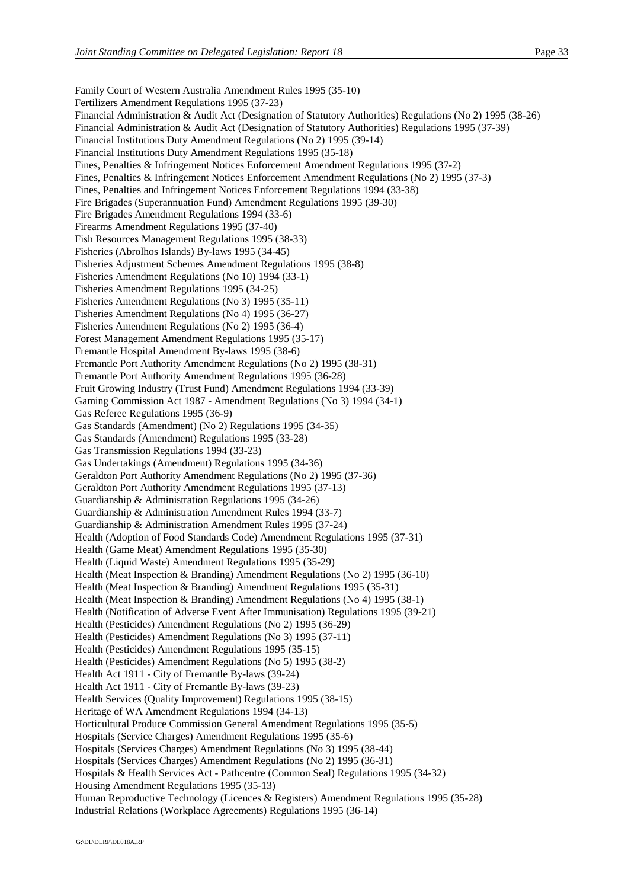Family Court of Western Australia Amendment Rules 1995 (35-10)
Fertilizers Amendment Regulations 1995 (37-23)
Financial Administration & Audit Act (Designation of Statutory Authorities) Regulations (No 2) 1995 (38-26)
Financial Administration & Audit Act (Designation of Statutory Authorities) Regulations 1995 (37-39)
Financial Institutions Duty Amendment Regulations (No 2) 1995 (39-14)
Financial Institutions Duty Amendment Regulations 1995 (35-18)
Fines, Penalties & Infringement Notices Enforcement Amendment Regulations 1995 (37-2)
Fines, Penalties & Infringement Notices Enforcement Amendment Regulations (No 2) 1995 (37-3)
Fines, Penalties and Infringement Notices Enforcement Regulations 1994 (33-38)
Fire Brigades (Superannuation Fund) Amendment Regulations 1995 (39-30)
Fire Brigades Amendment Regulations 1994 (33-6)
Firearms Amendment Regulations 1995 (37-40)
Fish Resources Management Regulations 1995 (38-33)
Fisheries (Abrolhos Islands) By-laws 1995 (34-45)
Fisheries Adjustment Schemes Amendment Regulations 1995 (38-8)
Fisheries Amendment Regulations (No 10) 1994 (33-1)
Fisheries Amendment Regulations 1995 (34-25)
Fisheries Amendment Regulations (No 3) 1995 (35-11)
Fisheries Amendment Regulations (No 4) 1995 (36-27)
Fisheries Amendment Regulations (No 2) 1995 (36-4)
Forest Management Amendment Regulations 1995 (35-17)
Fremantle Hospital Amendment By-laws 1995 (38-6)
Fremantle Port Authority Amendment Regulations (No 2) 1995 (38-31)
Fremantle Port Authority Amendment Regulations 1995 (36-28)
Fruit Growing Industry (Trust Fund) Amendment Regulations 1994 (33-39)
Gaming Commission Act 1987 - Amendment Regulations (No 3) 1994 (34-1)
Gas Referee Regulations 1995 (36-9)
Gas Standards (Amendment) (No 2) Regulations 1995 (34-35)
Gas Standards (Amendment) Regulations 1995 (33-28)
Gas Transmission Regulations 1994 (33-23)
Gas Undertakings (Amendment) Regulations 1995 (34-36)
Geraldton Port Authority Amendment Regulations (No 2) 1995 (37-36)
Geraldton Port Authority Amendment Regulations 1995 (37-13)
Guardianship & Administration Regulations 1995 (34-26)
Guardianship & Administration Amendment Rules 1994 (33-7)
Guardianship & Administration Amendment Rules 1995 (37-24)
Health (Adoption of Food Standards Code) Amendment Regulations 1995 (37-31)
Health (Game Meat) Amendment Regulations 1995 (35-30)
Health (Liquid Waste) Amendment Regulations 1995 (35-29)
Health (Meat Inspection & Branding) Amendment Regulations (No 2) 1995 (36-10)
Health (Meat Inspection & Branding) Amendment Regulations 1995 (35-31)
Health (Meat Inspection & Branding) Amendment Regulations (No 4) 1995 (38-1)
Health (Notification of Adverse Event After Immunisation) Regulations 1995 (39-21)
Health (Pesticides) Amendment Regulations (No 2) 1995 (36-29)
Health (Pesticides) Amendment Regulations (No 3) 1995 (37-11)
Health (Pesticides) Amendment Regulations 1995 (35-15)
Health (Pesticides) Amendment Regulations (No 5) 1995 (38-2)
Health Act 1911 - City of Fremantle By-laws (39-24)
Health Act 1911 - City of Fremantle By-laws (39-23)
Health Services (Quality Improvement) Regulations 1995 (38-15)
Heritage of WA Amendment Regulations 1994 (34-13)
Horticultural Produce Commission General Amendment Regulations 1995 (35-5)
Hospitals (Service Charges) Amendment Regulations 1995 (35-6)
Hospitals (Services Charges) Amendment Regulations (No 3) 1995 (38-44)
Hospitals (Services Charges) Amendment Regulations (No 2) 1995 (36-31)
Hospitals & Health Services Act - Pathcentre (Common Seal) Regulations 1995 (34-32)
Housing Amendment Regulations 1995 (35-13)
Human Reproductive Technology (Licences & Registers) Amendment Regulations 1995 (35-28)
Industrial Relations (Workplace Agreements) Regulations 1995 (36-14)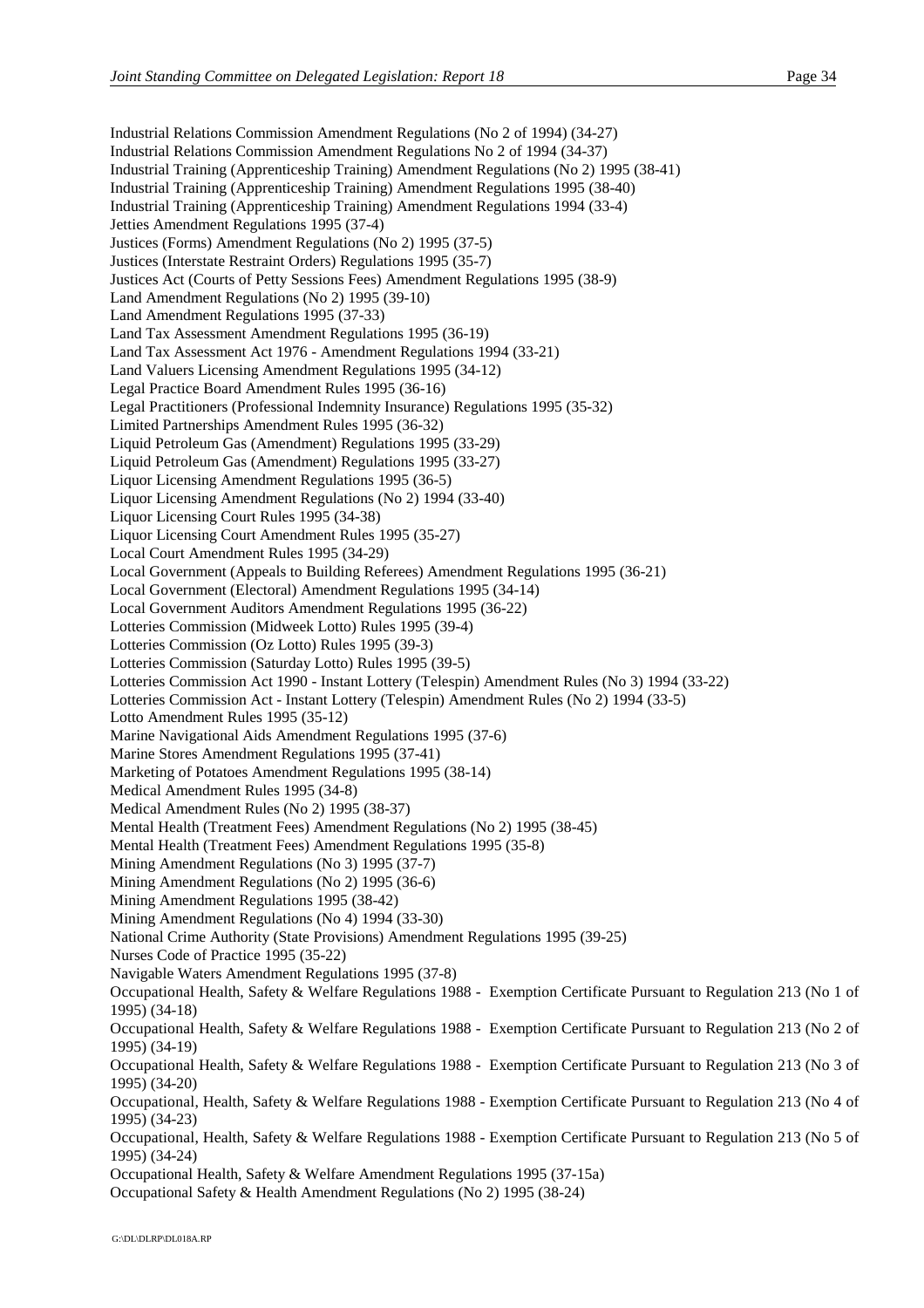Industrial Relations Commission Amendment Regulations (No 2 of 1994) (34-27)
Industrial Relations Commission Amendment Regulations No 2 of 1994 (34-37)
Industrial Training (Apprenticeship Training) Amendment Regulations (No 2) 1995 (38-41)
Industrial Training (Apprenticeship Training) Amendment Regulations 1995 (38-40)
Industrial Training (Apprenticeship Training) Amendment Regulations 1994 (33-4)
Jetties Amendment Regulations 1995 (37-4)
Justices (Forms) Amendment Regulations (No 2) 1995 (37-5)
Justices (Interstate Restraint Orders) Regulations 1995 (35-7)
Justices Act (Courts of Petty Sessions Fees) Amendment Regulations 1995 (38-9)
Land Amendment Regulations (No 2) 1995 (39-10)
Land Amendment Regulations 1995 (37-33)
Land Tax Assessment Amendment Regulations 1995 (36-19)
Land Tax Assessment Act 1976 - Amendment Regulations 1994 (33-21)
Land Valuers Licensing Amendment Regulations 1995 (34-12)
Legal Practice Board Amendment Rules 1995 (36-16)
Legal Practitioners (Professional Indemnity Insurance) Regulations 1995 (35-32)
Limited Partnerships Amendment Rules 1995 (36-32)
Liquid Petroleum Gas (Amendment) Regulations 1995 (33-29)
Liquid Petroleum Gas (Amendment) Regulations 1995 (33-27)
Liquor Licensing Amendment Regulations 1995 (36-5)
Liquor Licensing Amendment Regulations (No 2) 1994 (33-40)
Liquor Licensing Court Rules 1995 (34-38)
Liquor Licensing Court Amendment Rules 1995 (35-27)
Local Court Amendment Rules 1995 (34-29)
Local Government (Appeals to Building Referees) Amendment Regulations 1995 (36-21)
Local Government (Electoral) Amendment Regulations 1995 (34-14)
Local Government Auditors Amendment Regulations 1995 (36-22)
Lotteries Commission (Midweek Lotto) Rules 1995 (39-4)
Lotteries Commission (Oz Lotto) Rules 1995 (39-3)
Lotteries Commission (Saturday Lotto) Rules 1995 (39-5)
Lotteries Commission Act 1990 - Instant Lottery (Telespin) Amendment Rules (No 3) 1994 (33-22)
Lotteries Commission Act - Instant Lottery (Telespin) Amendment Rules (No 2) 1994 (33-5)
Lotto Amendment Rules 1995 (35-12)
Marine Navigational Aids Amendment Regulations 1995 (37-6)
Marine Stores Amendment Regulations 1995 (37-41)
Marketing of Potatoes Amendment Regulations 1995 (38-14)
Medical Amendment Rules 1995 (34-8)
Medical Amendment Rules (No 2) 1995 (38-37)
Mental Health (Treatment Fees) Amendment Regulations (No 2) 1995 (38-45)
Mental Health (Treatment Fees) Amendment Regulations 1995 (35-8)
Mining Amendment Regulations (No 3) 1995 (37-7)
Mining Amendment Regulations (No 2) 1995 (36-6)
Mining Amendment Regulations 1995 (38-42)
Mining Amendment Regulations (No 4) 1994 (33-30)
National Crime Authority (State Provisions) Amendment Regulations 1995 (39-25)
Nurses Code of Practice 1995 (35-22)
Navigable Waters Amendment Regulations 1995 (37-8)
Occupational Health, Safety & Welfare Regulations 1988 - Exemption Certificate Pursuant to Regulation 213 (No 1 of 1995) (34-18)
Occupational Health, Safety & Welfare Regulations 1988 - Exemption Certificate Pursuant to Regulation 213 (No 2 of 1995) (34-19)
Occupational Health, Safety & Welfare Regulations 1988 - Exemption Certificate Pursuant to Regulation 213 (No 3 of 1995) (34-20)
Occupational, Health, Safety & Welfare Regulations 1988 - Exemption Certificate Pursuant to Regulation 213 (No 4 of 1995) (34-23)
Occupational, Health, Safety & Welfare Regulations 1988 - Exemption Certificate Pursuant to Regulation 213 (No 5 of 1995) (34-24)
Occupational Health, Safety & Welfare Amendment Regulations 1995 (37-15a)
Occupational Safety & Health Amendment Regulations (No 2) 1995 (38-24)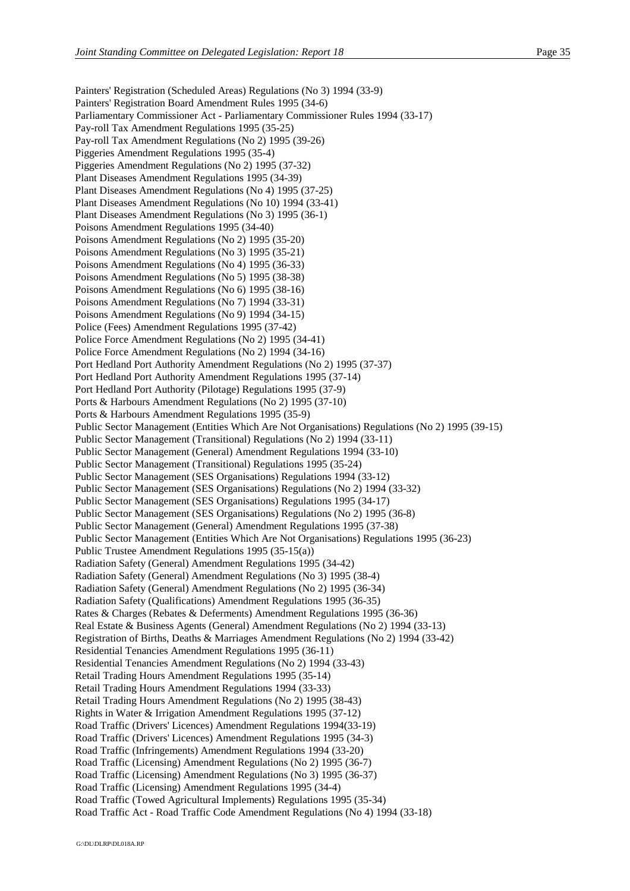Painters' Registration (Scheduled Areas) Regulations (No 3) 1994 (33-9)
Painters' Registration Board Amendment Rules 1995 (34-6)
Parliamentary Commissioner Act - Parliamentary Commissioner Rules 1994 (33-17)
Pay-roll Tax Amendment Regulations 1995 (35-25)
Pay-roll Tax Amendment Regulations (No 2) 1995 (39-26)
Piggeries Amendment Regulations 1995 (35-4)
Piggeries Amendment Regulations (No 2) 1995 (37-32)
Plant Diseases Amendment Regulations 1995 (34-39)
Plant Diseases Amendment Regulations (No 4) 1995 (37-25)
Plant Diseases Amendment Regulations (No 10) 1994 (33-41)
Plant Diseases Amendment Regulations (No 3) 1995 (36-1)
Poisons Amendment Regulations 1995 (34-40)
Poisons Amendment Regulations (No 2) 1995 (35-20)
Poisons Amendment Regulations (No 3) 1995 (35-21)
Poisons Amendment Regulations (No 4) 1995 (36-33)
Poisons Amendment Regulations (No 5) 1995 (38-38)
Poisons Amendment Regulations (No 6) 1995 (38-16)
Poisons Amendment Regulations (No 7) 1994 (33-31)
Poisons Amendment Regulations (No 9) 1994 (34-15)
Police (Fees) Amendment Regulations 1995 (37-42)
Police Force Amendment Regulations (No 2) 1995 (34-41)
Police Force Amendment Regulations (No 2) 1994 (34-16)
Port Hedland Port Authority Amendment Regulations (No 2) 1995 (37-37)
Port Hedland Port Authority Amendment Regulations 1995 (37-14)
Port Hedland Port Authority (Pilotage) Regulations 1995 (37-9)
Ports & Harbours Amendment Regulations (No 2) 1995 (37-10)
Ports & Harbours Amendment Regulations 1995 (35-9)
Public Sector Management (Entities Which Are Not Organisations) Regulations (No 2) 1995 (39-15)
Public Sector Management (Transitional) Regulations (No 2) 1994 (33-11)
Public Sector Management (General) Amendment Regulations 1994 (33-10)
Public Sector Management (Transitional) Regulations 1995 (35-24)
Public Sector Management (SES Organisations) Regulations 1994 (33-12)
Public Sector Management (SES Organisations) Regulations (No 2) 1994 (33-32)
Public Sector Management (SES Organisations) Regulations 1995 (34-17)
Public Sector Management (SES Organisations) Regulations (No 2) 1995 (36-8)
Public Sector Management (General) Amendment Regulations 1995 (37-38)
Public Sector Management (Entities Which Are Not Organisations) Regulations 1995 (36-23)
Public Trustee Amendment Regulations 1995 (35-15(a))
Radiation Safety (General) Amendment Regulations 1995 (34-42)
Radiation Safety (General) Amendment Regulations (No 3) 1995 (38-4)
Radiation Safety (General) Amendment Regulations (No 2) 1995 (36-34)
Radiation Safety (Qualifications) Amendment Regulations 1995 (36-35)
Rates & Charges (Rebates & Deferments) Amendment Regulations 1995 (36-36)
Real Estate & Business Agents (General) Amendment Regulations (No 2) 1994 (33-13)
Registration of Births, Deaths & Marriages Amendment Regulations (No 2) 1994 (33-42)
Residential Tenancies Amendment Regulations 1995 (36-11)
Residential Tenancies Amendment Regulations (No 2) 1994 (33-43)
Retail Trading Hours Amendment Regulations 1995 (35-14)
Retail Trading Hours Amendment Regulations 1994 (33-33)
Retail Trading Hours Amendment Regulations (No 2) 1995 (38-43)
Rights in Water & Irrigation Amendment Regulations 1995 (37-12)
Road Traffic (Drivers' Licences) Amendment Regulations 1994(33-19)
Road Traffic (Drivers' Licences) Amendment Regulations 1995 (34-3)
Road Traffic (Infringements) Amendment Regulations 1994 (33-20)
Road Traffic (Licensing) Amendment Regulations (No 2) 1995 (36-7)
Road Traffic (Licensing) Amendment Regulations (No 3) 1995 (36-37)
Road Traffic (Licensing) Amendment Regulations 1995 (34-4)
Road Traffic (Towed Agricultural Implements) Regulations 1995 (35-34)
Road Traffic Act - Road Traffic Code Amendment Regulations (No 4) 1994 (33-18)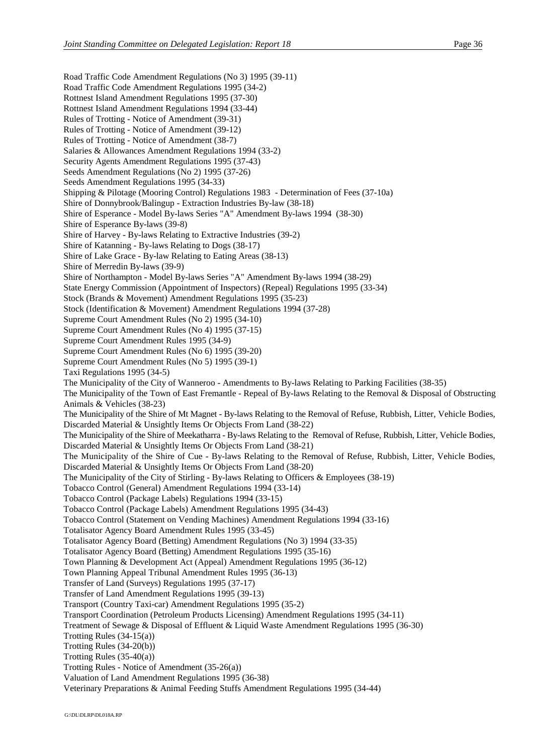Road Traffic Code Amendment Regulations (No 3) 1995 (39-11)
Road Traffic Code Amendment Regulations 1995 (34-2)
Rottnest Island Amendment Regulations 1995 (37-30)
Rottnest Island Amendment Regulations 1994 (33-44)
Rules of Trotting - Notice of Amendment (39-31)
Rules of Trotting - Notice of Amendment (39-12)
Rules of Trotting - Notice of Amendment (38-7)
Salaries & Allowances Amendment Regulations 1994 (33-2)
Security Agents Amendment Regulations 1995 (37-43)
Seeds Amendment Regulations (No 2) 1995 (37-26)
Seeds Amendment Regulations 1995 (34-33)
Shipping & Pilotage (Mooring Control) Regulations 1983 - Determination of Fees (37-10a)
Shire of Donnybrook/Balingup - Extraction Industries By-law (38-18)
Shire of Esperance - Model By-laws Series "A" Amendment By-laws 1994 (38-30)
Shire of Esperance By-laws (39-8)
Shire of Harvey - By-laws Relating to Extractive Industries (39-2)
Shire of Katanning - By-laws Relating to Dogs (38-17)
Shire of Lake Grace - By-law Relating to Eating Areas (38-13)
Shire of Merredin By-laws (39-9)
Shire of Northampton - Model By-laws Series "A" Amendment By-laws 1994 (38-29)
State Energy Commission (Appointment of Inspectors) (Repeal) Regulations 1995 (33-34)
Stock (Brands & Movement) Amendment Regulations 1995 (35-23)
Stock (Identification & Movement) Amendment Regulations 1994 (37-28)
Supreme Court Amendment Rules (No 2) 1995 (34-10)
Supreme Court Amendment Rules (No 4) 1995 (37-15)
Supreme Court Amendment Rules 1995 (34-9)
Supreme Court Amendment Rules (No 6) 1995 (39-20)
Supreme Court Amendment Rules (No 5) 1995 (39-1)
Taxi Regulations 1995 (34-5)
The Municipality of the City of Wanneroo - Amendments to By-laws Relating to Parking Facilities (38-35)
The Municipality of the Town of East Fremantle - Repeal of By-laws Relating to the Removal & Disposal of Obstructing Animals & Vehicles (38-23)
The Municipality of the Shire of Mt Magnet - By-laws Relating to the Removal of Refuse, Rubbish, Litter, Vehicle Bodies, Discarded Material & Unsightly Items Or Objects From Land (38-22)
The Municipality of the Shire of Meekatharra - By-laws Relating to the Removal of Refuse, Rubbish, Litter, Vehicle Bodies, Discarded Material & Unsightly Items Or Objects From Land (38-21)
The Municipality of the Shire of Cue - By-laws Relating to the Removal of Refuse, Rubbish, Litter, Vehicle Bodies, Discarded Material & Unsightly Items Or Objects From Land (38-20)
The Municipality of the City of Stirling - By-laws Relating to Officers & Employees (38-19)
Tobacco Control (General) Amendment Regulations 1994 (33-14)
Tobacco Control (Package Labels) Regulations 1994 (33-15)
Tobacco Control (Package Labels) Amendment Regulations 1995 (34-43)
Tobacco Control (Statement on Vending Machines) Amendment Regulations 1994 (33-16)
Totalisator Agency Board Amendment Rules 1995 (33-45)
Totalisator Agency Board (Betting) Amendment Regulations (No 3) 1994 (33-35)
Totalisator Agency Board (Betting) Amendment Regulations 1995 (35-16)
Town Planning & Development Act (Appeal) Amendment Regulations 1995 (36-12)
Town Planning Appeal Tribunal Amendment Rules 1995 (36-13)
Transfer of Land (Surveys) Regulations 1995 (37-17)
Transfer of Land Amendment Regulations 1995 (39-13)
Transport (Country Taxi-car) Amendment Regulations 1995 (35-2)
Transport Coordination (Petroleum Products Licensing) Amendment Regulations 1995 (34-11)
Treatment of Sewage & Disposal of Effluent & Liquid Waste Amendment Regulations 1995 (36-30)
Trotting Rules (34-15(a))
Trotting Rules (34-20(b))
Trotting Rules (35-40(a))
Trotting Rules - Notice of Amendment (35-26(a))
Valuation of Land Amendment Regulations 1995 (36-38)
Veterinary Preparations & Animal Feeding Stuffs Amendment Regulations 1995 (34-44)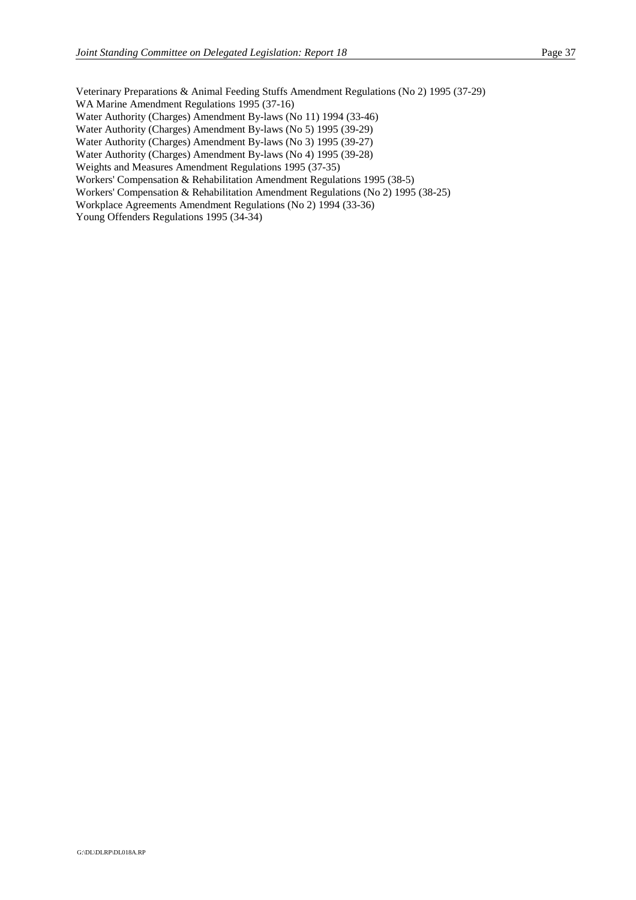Veterinary Preparations & Animal Feeding Stuffs Amendment Regulations (No 2) 1995 (37-29)
WA Marine Amendment Regulations 1995 (37-16)
Water Authority (Charges) Amendment By-laws (No 11) 1994 (33-46)
Water Authority (Charges) Amendment By-laws (No 5) 1995 (39-29)
Water Authority (Charges) Amendment By-laws (No 3) 1995 (39-27)
Water Authority (Charges) Amendment By-laws (No 4) 1995 (39-28)
Weights and Measures Amendment Regulations 1995 (37-35)
Workers' Compensation & Rehabilitation Amendment Regulations 1995 (38-5)
Workers' Compensation & Rehabilitation Amendment Regulations (No 2) 1995 (38-25)
Workplace Agreements Amendment Regulations (No 2) 1994 (33-36)
Young Offenders Regulations 1995 (34-34)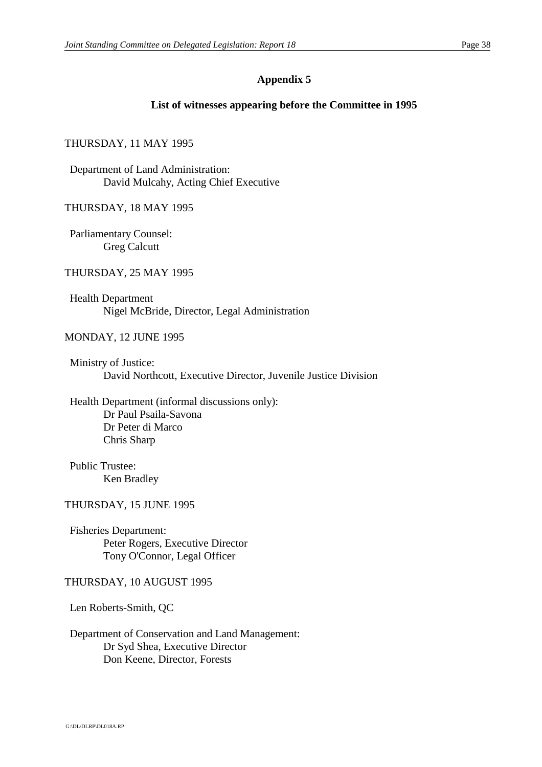## Appendix 5

### List of witnesses appearing before the Committee in 1995

THURSDAY, 11 MAY 1995

Department of Land Administration:
David Mulcahy, Acting Chief Executive

THURSDAY, 18 MAY 1995

Parliamentary Counsel:
Greg Calcutt

THURSDAY, 25 MAY 1995

Health Department
Nigel McBride, Director, Legal Administration

MONDAY, 12 JUNE 1995

Ministry of Justice:
David Northcott, Executive Director, Juvenile Justice Division

Health Department (informal discussions only):
Dr Paul Psaila-Savona
Dr Peter di Marco
Chris Sharp

Public Trustee:
Ken Bradley

THURSDAY, 15 JUNE 1995

Fisheries Department:
Peter Rogers, Executive Director
Tony O'Connor, Legal Officer

THURSDAY, 10 AUGUST 1995

Len Roberts-Smith, QC

Department of Conservation and Land Management:
Dr Syd Shea, Executive Director
Don Keene, Director, Forests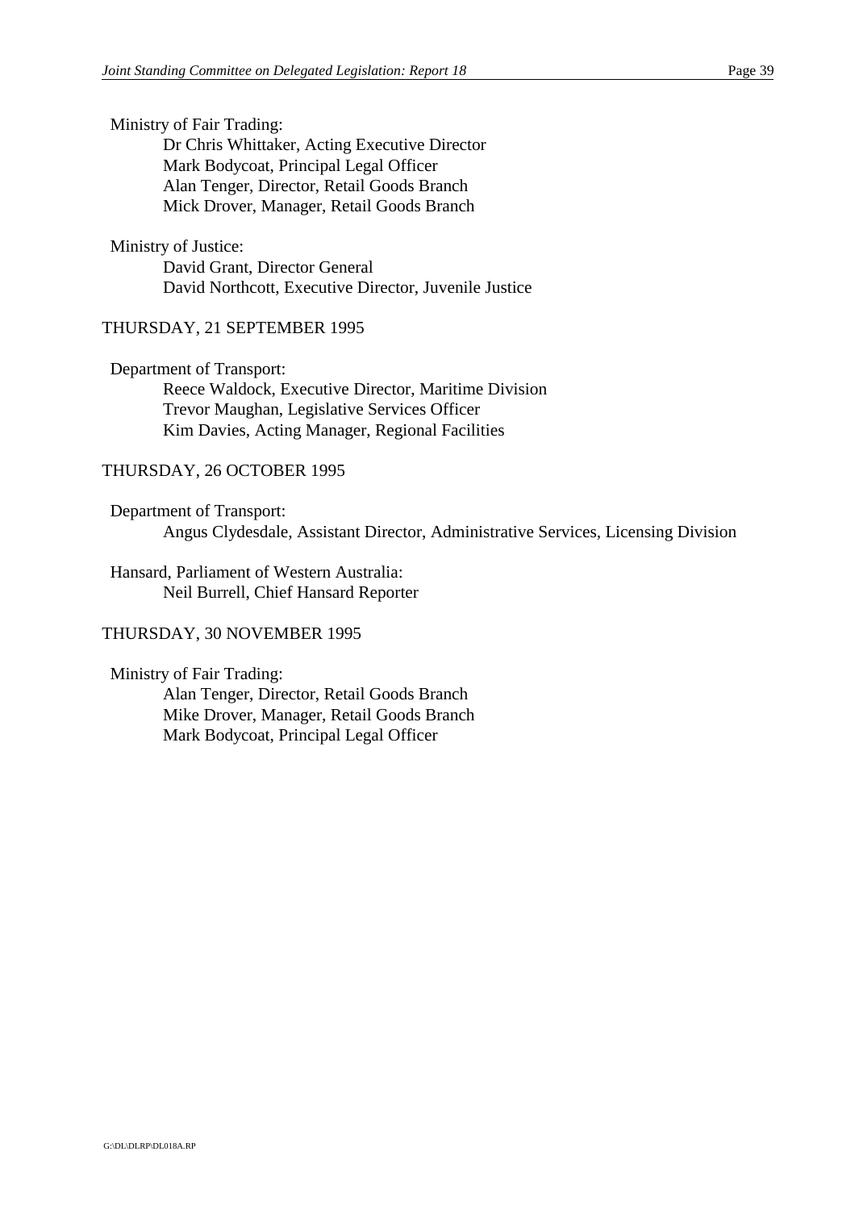Ministry of Fair Trading:

Dr Chris Whittaker, Acting Executive Director
Mark Bodycoat, Principal Legal Officer
Alan Tenger, Director, Retail Goods Branch
Mick Drover, Manager, Retail Goods Branch

Ministry of Justice:

David Grant, Director General
David Northcott, Executive Director, Juvenile Justice

THURSDAY, 21 SEPTEMBER 1995

Department of Transport:

Reece Waldock, Executive Director, Maritime Division
Trevor Maughan, Legislative Services Officer
Kim Davies, Acting Manager, Regional Facilities

THURSDAY, 26 OCTOBER 1995

Department of Transport:

Angus Clydesdale, Assistant Director, Administrative Services, Licensing Division

Hansard, Parliament of Western Australia:

Neil Burrell, Chief Hansard Reporter

THURSDAY, 30 NOVEMBER 1995

Ministry of Fair Trading:

Alan Tenger, Director, Retail Goods Branch
Mike Drover, Manager, Retail Goods Branch
Mark Bodycoat, Principal Legal Officer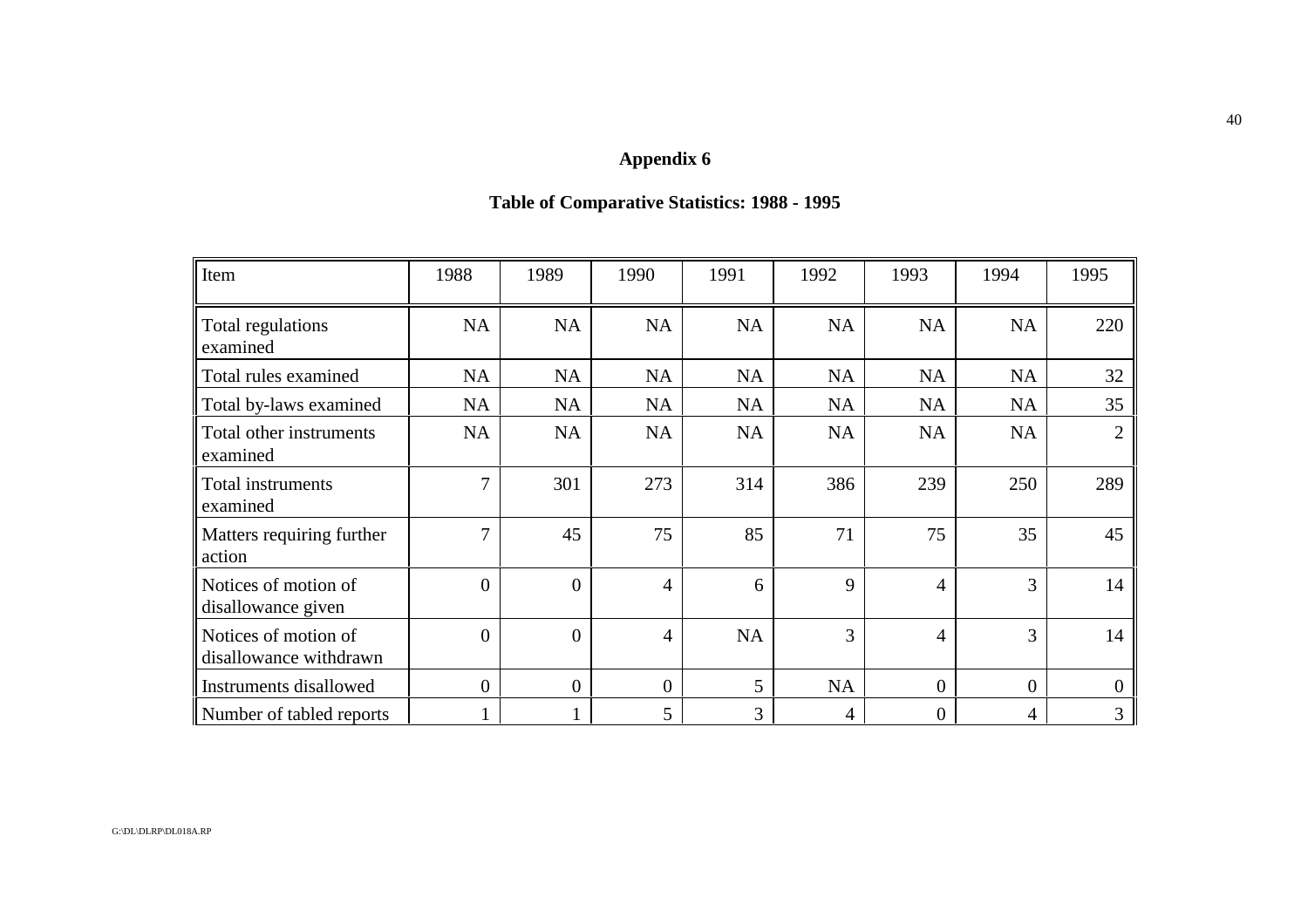# Appendix 6

## Table of Comparative Statistics: 1988 - 1995

| Item | 1988 | 1989 | 1990 | 1991 | 1992 | 1993 | 1994 | 1995 |
|---|---|---|---|---|---|---|---|---|
| Total regulations examined | NA | NA | NA | NA | NA | NA | NA | 220 |
| Total rules examined | NA | NA | NA | NA | NA | NA | NA | 32 |
| Total by-laws examined | NA | NA | NA | NA | NA | NA | NA | 35 |
| Total other instruments examined | NA | NA | NA | NA | NA | NA | NA | 2 |
| Total instruments examined | 7 | 301 | 273 | 314 | 386 | 239 | 250 | 289 |
| Matters requiring further action | 7 | 45 | 75 | 85 | 71 | 75 | 35 | 45 |
| Notices of motion of disallowance given | 0 | 0 | 4 | 6 | 9 | 4 | 3 | 14 |
| Notices of motion of disallowance withdrawn | 0 | 0 | 4 | NA | 3 | 4 | 3 | 14 |
| Instruments disallowed | 0 | 0 | 0 | 5 | NA | 0 | 0 | 0 |
| Number of tabled reports | 1 | 1 | 5 | 3 | 4 | 0 | 4 | 3 |

G:\DL\DLRP\DL018A.RP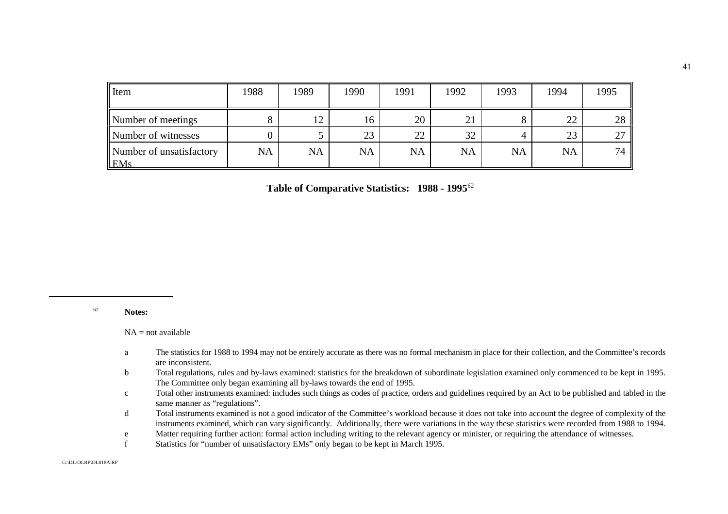| Item | 1988 | 1989 | 1990 | 1991 | 1992 | 1993 | 1994 | 1995 |
|---|---|---|---|---|---|---|---|---|
| Number of meetings | 8 | 12 | 16 | 20 | 21 | 8 | 22 | 28 |
| Number of witnesses | 0 | 5 | 23 | 22 | 32 | 4 | 23 | 27 |
| Number of unsatisfactory EMs | NA | NA | NA | NA | NA | NA | NA | 74 |

**Table of Comparative Statistics: 1988 - 1995**[62]

---

[62] **Notes:**

NA = not available

a The statistics for 1988 to 1994 may not be entirely accurate as there was no formal mechanism in place for their collection, and the Committee's records are inconsistent.

b Total regulations, rules and by-laws examined: statistics for the breakdown of subordinate legislation examined only commenced to be kept in 1995. The Committee only began examining all by-laws towards the end of 1995.

c Total other instruments examined: includes such things as codes of practice, orders and guidelines required by an Act to be published and tabled in the same manner as "regulations".

d Total instruments examined is not a good indicator of the Committee's workload because it does not take into account the degree of complexity of the instruments examined, which can vary significantly. Additionally, there were variations in the way these statistics were recorded from 1988 to 1994.

e Matter requiring further action: formal action including writing to the relevant agency or minister, or requiring the attendance of witnesses.

f Statistics for "number of unsatisfactory EMs" only began to be kept in March 1995.

G:\DL\DLRP\DL018A.RP